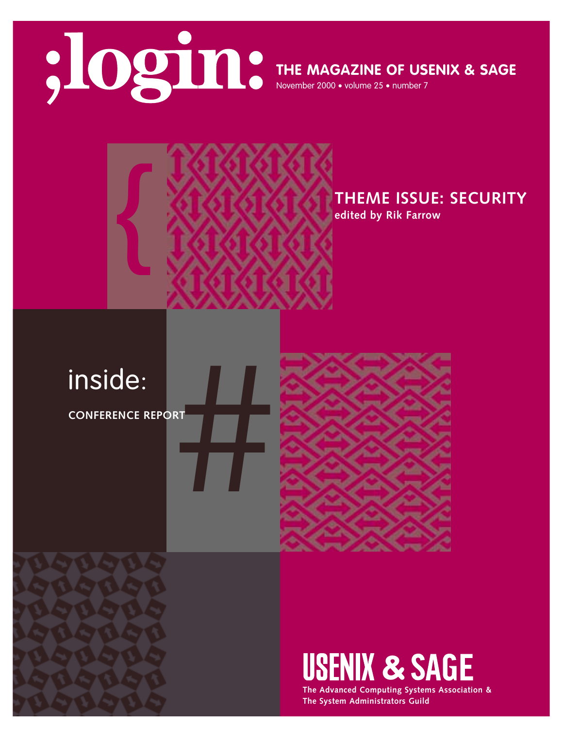# ;login:

## THE MAGAZINE OF USENIX & SAGE

November 2000 • volume 25 • number 7

## THEME ISSUE: SECURITY

**edited by Rik Farrow**

inside:

**CONFERENCE REPORT**

**USENIX & SAGE**

**The Advanced Computing Systems Association & The System Administrators Guild**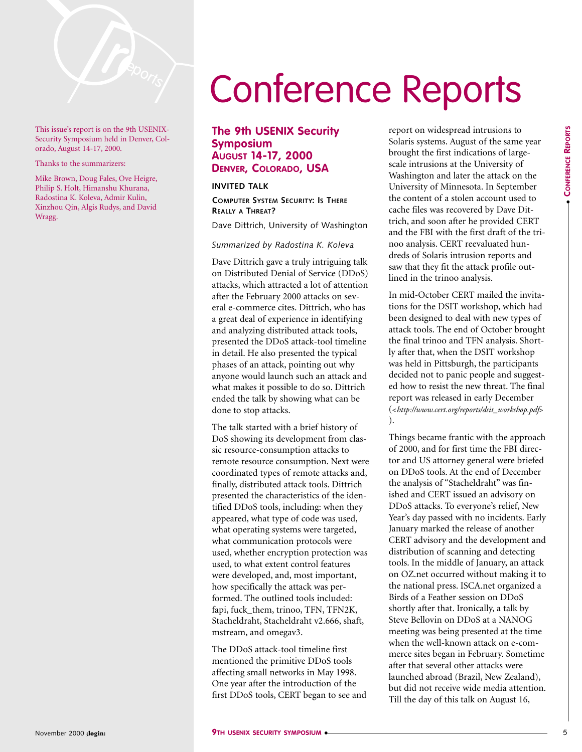This issue's report is on the 9th USENIX-Security Symposium held in Denver, Colorado, August 14-17, 2000.

Thanks to the summarizers:

Mike Brown, Doug Fales, Ove Heigre, Philip S. Holt, Himanshu Khurana, Radostina K. Koleva, Admir Kulin, Xinzhou Qin, Algis Rudys, and David Wragg.

# Conference Reports

## The 9th USENIX Security Symposium
## August 14-17, 2000
## Denver, Colorado, USA

### INVITED TALK

#### Computer System Security: Is There Really a Threat?

Dave Dittrich, University of Washington

*Summarized by Radostina K. Koleva*

Dave Dittrich gave a truly intriguing talk on Distributed Denial of Service (DDoS) attacks, which attracted a lot of attention after the February 2000 attacks on several e-commerce cites. Dittrich, who has a great deal of experience in identifying and analyzing distributed attack tools, presented the DDoS attack-tool timeline in detail. He also presented the typical phases of an attack, pointing out why anyone would launch such an attack and what makes it possible to do so. Dittrich ended the talk by showing what can be done to stop attacks.

The talk started with a brief history of DoS showing its development from classic resource-consumption attacks to remote resource consumption. Next were coordinated types of remote attacks and, finally, distributed attack tools. Dittrich presented the characteristics of the identified DDoS tools, including: when they appeared, what type of code was used, what operating systems were targeted, what communication protocols were used, whether encryption protection was used, to what extent control features were developed, and, most important, how specifically the attack was performed. The outlined tools included: fapi, fuck_them, trinoo, TFN, TFN2K, Stacheldraht, Stacheldraht v2.666, shaft, mstream, and omegav3.

The DDoS attack-tool timeline first mentioned the primitive DDoS tools affecting small networks in May 1998. One year after the introduction of the first DDoS tools, CERT began to see and report on widespread intrusions to Solaris systems. August of the same year brought the first indications of large-scale intrusions at the University of Washington and later the attack on the University of Minnesota. In September the content of a stolen account used to cache files was recovered by Dave Dittrich, and soon after he provided CERT and the FBI with the first draft of the trinoo analysis. CERT reevaluated hundreds of Solaris intrusion reports and saw that they fit the attack profile outlined in the trinoo analysis.

In mid-October CERT mailed the invitations for the DSIT workshop, which had been designed to deal with new types of attack tools. The end of October brought the final trinoo and TFN analysis. Shortly after that, when the DSIT workshop was held in Pittsburgh, the participants decided not to panic people and suggested how to resist the new threat. The final report was released in early December (*<http://www.cert.org/reports/dsit_workshop.pdf>*).

Things became frantic with the approach of 2000, and for first time the FBI director and US attorney general were briefed on DDoS tools. At the end of December the analysis of "Stacheldraht" was finished and CERT issued an advisory on DDoS attacks. To everyone's relief, New Year's day passed with no incidents. Early January marked the release of another CERT advisory and the development and distribution of scanning and detecting tools. In the middle of January, an attack on OZ.net occurred without making it to the national press. ISCA.net organized a Birds of a Feather session on DDoS shortly after that. Ironically, a talk by Steve Bellovin on DDoS at a NANOG meeting was being presented at the time when the well-known attack on e-commerce sites began in February. Sometime after that several other attacks were launched abroad (Brazil, New Zealand), but did not receive wide media attention. Till the day of this talk on August 16,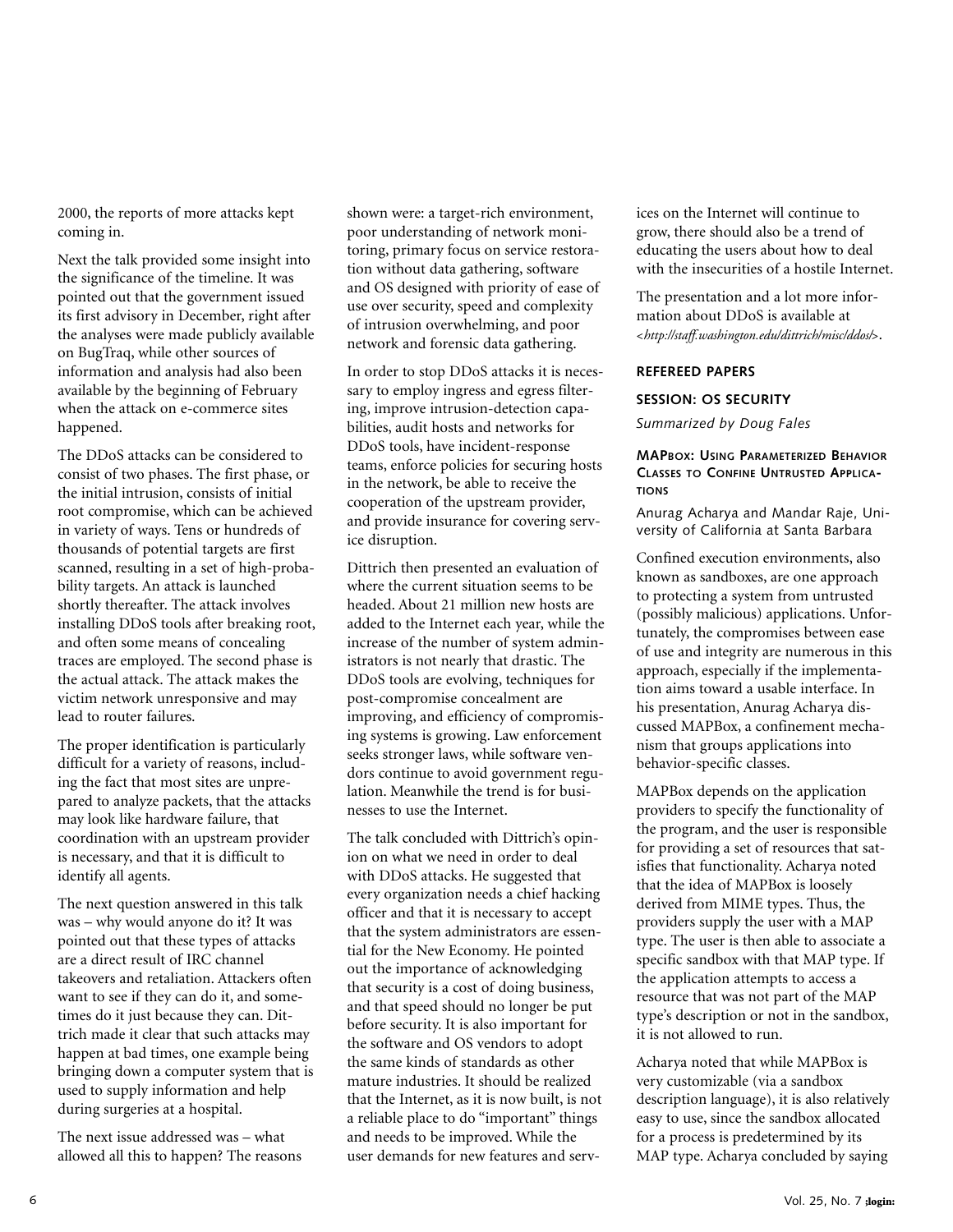2000, the reports of more attacks kept coming in.

Next the talk provided some insight into the significance of the timeline. It was pointed out that the government issued its first advisory in December, right after the analyses were made publicly available on BugTraq, while other sources of information and analysis had also been available by the beginning of February when the attack on e-commerce sites happened.

The DDoS attacks can be considered to consist of two phases. The first phase, or the initial intrusion, consists of initial root compromise, which can be achieved in variety of ways. Tens or hundreds of thousands of potential targets are first scanned, resulting in a set of high-probability targets. An attack is launched shortly thereafter. The attack involves installing DDoS tools after breaking root, and often some means of concealing traces are employed. The second phase is the actual attack. The attack makes the victim network unresponsive and may lead to router failures.

The proper identification is particularly difficult for a variety of reasons, including the fact that most sites are unprepared to analyze packets, that the attacks may look like hardware failure, that coordination with an upstream provider is necessary, and that it is difficult to identify all agents.

The next question answered in this talk was – why would anyone do it? It was pointed out that these types of attacks are a direct result of IRC channel takeovers and retaliation. Attackers often want to see if they can do it, and sometimes do it just because they can. Dittrich made it clear that such attacks may happen at bad times, one example being bringing down a computer system that is used to supply information and help during surgeries at a hospital.

The next issue addressed was – what allowed all this to happen? The reasons shown were: a target-rich environment, poor understanding of network monitoring, primary focus on service restoration without data gathering, software and OS designed with priority of ease of use over security, speed and complexity of intrusion overwhelming, and poor network and forensic data gathering.

In order to stop DDoS attacks it is necessary to employ ingress and egress filtering, improve intrusion-detection capabilities, audit hosts and networks for DDoS tools, have incident-response teams, enforce policies for securing hosts in the network, be able to receive the cooperation of the upstream provider, and provide insurance for covering service disruption.

Dittrich then presented an evaluation of where the current situation seems to be headed. About 21 million new hosts are added to the Internet each year, while the increase of the number of system administrators is not nearly that drastic. The DDoS tools are evolving, techniques for post-compromise concealment are improving, and efficiency of compromising systems is growing. Law enforcement seeks stronger laws, while software vendors continue to avoid government regulation. Meanwhile the trend is for businesses to use the Internet.

The talk concluded with Dittrich's opinion on what we need in order to deal with DDoS attacks. He suggested that every organization needs a chief hacking officer and that it is necessary to accept that the system administrators are essential for the New Economy. He pointed out the importance of acknowledging that security is a cost of doing business, and that speed should no longer be put before security. It is also important for the software and OS vendors to adopt the same kinds of standards as other mature industries. It should be realized that the Internet, as it is now built, is not a reliable place to do "important" things and needs to be improved. While the user demands for new features and services on the Internet will continue to grow, there should also be a trend of educating the users about how to deal with the insecurities of a hostile Internet.

The presentation and a lot more information about DDoS is available at <*http://staff.washington.edu/dittrich/misc/ddos/*>.

## REFEREED PAPERS

### SESSION: OS SECURITY

*Summarized by Doug Fales*

#### MAPBOX: USING PARAMETERIZED BEHAVIOR CLASSES TO CONFINE UNTRUSTED APPLICATIONS

Anurag Acharya and Mandar Raje, University of California at Santa Barbara

Confined execution environments, also known as sandboxes, are one approach to protecting a system from untrusted (possibly malicious) applications. Unfortunately, the compromises between ease of use and integrity are numerous in this approach, especially if the implementation aims toward a usable interface. In his presentation, Anurag Acharya discussed MAPBox, a confinement mechanism that groups applications into behavior-specific classes.

MAPBox depends on the application providers to specify the functionality of the program, and the user is responsible for providing a set of resources that satisfies that functionality. Acharya noted that the idea of MAPBox is loosely derived from MIME types. Thus, the providers supply the user with a MAP type. The user is then able to associate a specific sandbox with that MAP type. If the application attempts to access a resource that was not part of the MAP type's description or not in the sandbox, it is not allowed to run.

Acharya noted that while MAPBox is very customizable (via a sandbox description language), it is also relatively easy to use, since the sandbox allocated for a process is predetermined by its MAP type. Acharya concluded by saying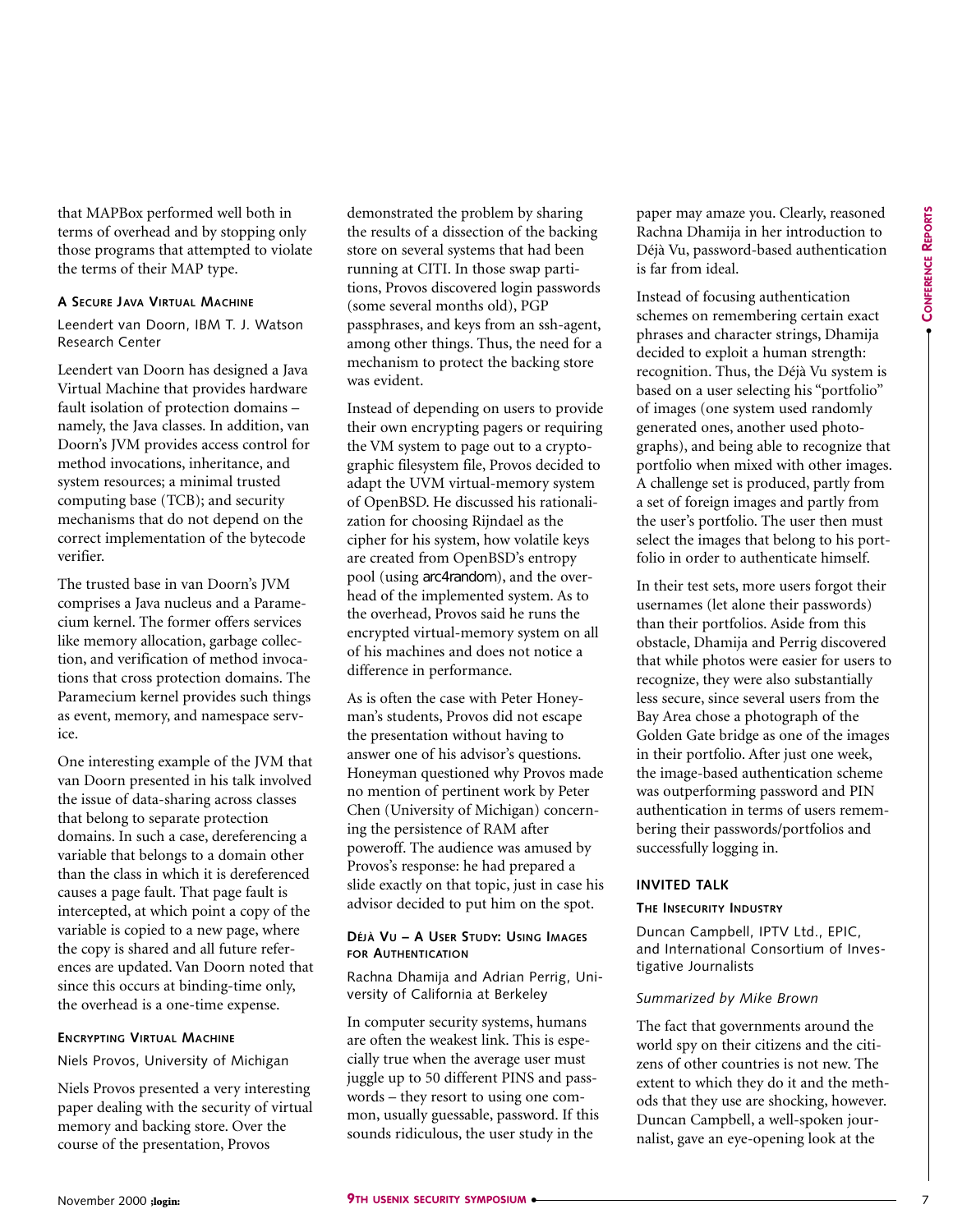that MAPBox performed well both in terms of overhead and by stopping only those programs that attempted to violate the terms of their MAP type.

### A Secure Java Virtual Machine

Leendert van Doorn, IBM T. J. Watson Research Center

Leendert van Doorn has designed a Java Virtual Machine that provides hardware fault isolation of protection domains – namely, the Java classes. In addition, van Doorn's JVM provides access control for method invocations, inheritance, and system resources; a minimal trusted computing base (TCB); and security mechanisms that do not depend on the correct implementation of the bytecode verifier.

The trusted base in van Doorn's JVM comprises a Java nucleus and a Paramecium kernel. The former offers services like memory allocation, garbage collection, and verification of method invocations that cross protection domains. The Paramecium kernel provides such things as event, memory, and namespace service.

One interesting example of the JVM that van Doorn presented in his talk involved the issue of data-sharing across classes that belong to separate protection domains. In such a case, dereferencing a variable that belongs to a domain other than the class in which it is dereferenced causes a page fault. That page fault is intercepted, at which point a copy of the variable is copied to a new page, where the copy is shared and all future references are updated. Van Doorn noted that since this occurs at binding-time only, the overhead is a one-time expense.

### Encrypting Virtual Machine

Niels Provos, University of Michigan

Niels Provos presented a very interesting paper dealing with the security of virtual memory and backing store. Over the course of the presentation, Provos demonstrated the problem by sharing the results of a dissection of the backing store on several systems that had been running at CITI. In those swap partitions, Provos discovered login passwords (some several months old), PGP passphrases, and keys from an ssh-agent, among other things. Thus, the need for a mechanism to protect the backing store was evident.

Instead of depending on users to provide their own encrypting pagers or requiring the VM system to page out to a cryptographic filesystem file, Provos decided to adapt the UVM virtual-memory system of OpenBSD. He discussed his rationalization for choosing Rijndael as the cipher for his system, how volatile keys are created from OpenBSD's entropy pool (using arc4random), and the overhead of the implemented system. As to the overhead, Provos said he runs the encrypted virtual-memory system on all of his machines and does not notice a difference in performance.

As is often the case with Peter Honeyman's students, Provos did not escape the presentation without having to answer one of his advisor's questions. Honeyman questioned why Provos made no mention of pertinent work by Peter Chen (University of Michigan) concerning the persistence of RAM after poweroff. The audience was amused by Provos's response: he had prepared a slide exactly on that topic, just in case his advisor decided to put him on the spot.

### Déjà Vu – A User Study: Using Images for Authentication

Rachna Dhamija and Adrian Perrig, University of California at Berkeley

In computer security systems, humans are often the weakest link. This is especially true when the average user must juggle up to 50 different PINS and passwords – they resort to using one common, usually guessable, password. If this sounds ridiculous, the user study in the paper may amaze you. Clearly, reasoned Rachna Dhamija in her introduction to Déjà Vu, password-based authentication is far from ideal.

Instead of focusing authentication schemes on remembering certain exact phrases and character strings, Dhamija decided to exploit a human strength: recognition. Thus, the Déjà Vu system is based on a user selecting his "portfolio" of images (one system used randomly generated ones, another used photographs), and being able to recognize that portfolio when mixed with other images. A challenge set is produced, partly from a set of foreign images and partly from the user's portfolio. The user then must select the images that belong to his portfolio in order to authenticate himself.

In their test sets, more users forgot their usernames (let alone their passwords) than their portfolios. Aside from this obstacle, Dhamija and Perrig discovered that while photos were easier for users to recognize, they were also substantially less secure, since several users from the Bay Area chose a photograph of the Golden Gate bridge as one of the images in their portfolio. After just one week, the image-based authentication scheme was outperforming password and PIN authentication in terms of users remembering their passwords/portfolios and successfully logging in.

## Invited Talk

### The Insecurity Industry

Duncan Campbell, IPTV Ltd., EPIC, and International Consortium of Investigative Journalists

*Summarized by Mike Brown*

The fact that governments around the world spy on their citizens and the citizens of other countries is not new. The extent to which they do it and the methods that they use are shocking, however. Duncan Campbell, a well-spoken journalist, gave an eye-opening look at the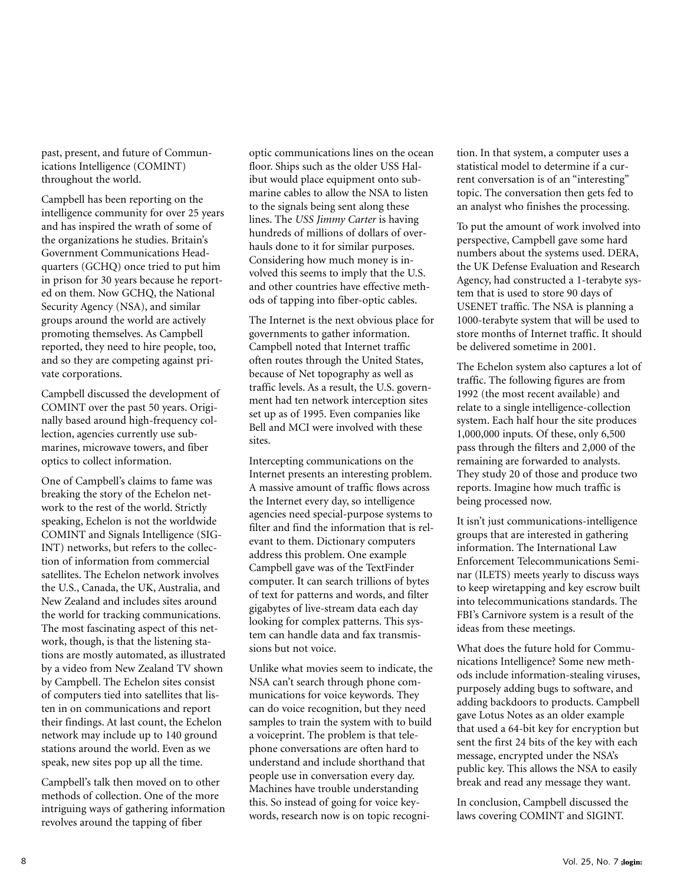past, present, and future of Communications Intelligence (COMINT) throughout the world.

Campbell has been reporting on the intelligence community for over 25 years and has inspired the wrath of some of the organizations he studies. Britain's Government Communications Headquarters (GCHQ) once tried to put him in prison for 30 years because he reported on them. Now GCHQ, the National Security Agency (NSA), and similar groups around the world are actively promoting themselves. As Campbell reported, they need to hire people, too, and so they are competing against private corporations.

Campbell discussed the development of COMINT over the past 50 years. Originally based around high-frequency collection, agencies currently use submarines, microwave towers, and fiber optics to collect information.

One of Campbell's claims to fame was breaking the story of the Echelon network to the rest of the world. Strictly speaking, Echelon is not the worldwide COMINT and Signals Intelligence (SIGINT) networks, but refers to the collection of information from commercial satellites. The Echelon network involves the U.S., Canada, the UK, Australia, and New Zealand and includes sites around the world for tracking communications. The most fascinating aspect of this network, though, is that the listening stations are mostly automated, as illustrated by a video from New Zealand TV shown by Campbell. The Echelon sites consist of computers tied into satellites that listen in on communications and report their findings. At last count, the Echelon network may include up to 140 ground stations around the world. Even as we speak, new sites pop up all the time.

Campbell's talk then moved on to other methods of collection. One of the more intriguing ways of gathering information revolves around the tapping of fiber optic communications lines on the ocean floor. Ships such as the older USS Halibut would place equipment onto submarine cables to allow the NSA to listen to the signals being sent along these lines. The *USS Jimmy Carter* is having hundreds of millions of dollars of overhauls done to it for similar purposes. Considering how much money is involved this seems to imply that the U.S. and other countries have effective methods of tapping into fiber-optic cables.

The Internet is the next obvious place for governments to gather information. Campbell noted that Internet traffic often routes through the United States, because of Net topography as well as traffic levels. As a result, the U.S. government had ten network interception sites set up as of 1995. Even companies like Bell and MCI were involved with these sites.

Intercepting communications on the Internet presents an interesting problem. A massive amount of traffic flows across the Internet every day, so intelligence agencies need special-purpose systems to filter and find the information that is relevant to them. Dictionary computers address this problem. One example Campbell gave was of the TextFinder computer. It can search trillions of bytes of text for patterns and words, and filter gigabytes of live-stream data each day looking for complex patterns. This system can handle data and fax transmissions but not voice.

Unlike what movies seem to indicate, the NSA can't search through phone communications for voice keywords. They can do voice recognition, but they need samples to train the system with to build a voiceprint. The problem is that telephone conversations are often hard to understand and include shorthand that people use in conversation every day. Machines have trouble understanding this. So instead of going for voice keywords, research now is on topic recognition. In that system, a computer uses a statistical model to determine if a current conversation is of an "interesting" topic. The conversation then gets fed to an analyst who finishes the processing.

To put the amount of work involved into perspective, Campbell gave some hard numbers about the systems used. DERA, the UK Defense Evaluation and Research Agency, had constructed a 1-terabyte system that is used to store 90 days of USENET traffic. The NSA is planning a 1000-terabyte system that will be used to store months of Internet traffic. It should be delivered sometime in 2001.

The Echelon system also captures a lot of traffic. The following figures are from 1992 (the most recent available) and relate to a single intelligence-collection system. Each half hour the site produces 1,000,000 inputs. Of these, only 6,500 pass through the filters and 2,000 of the remaining are forwarded to analysts. They study 20 of those and produce two reports. Imagine how much traffic is being processed now.

It isn't just communications-intelligence groups that are interested in gathering information. The International Law Enforcement Telecommunications Seminar (ILETS) meets yearly to discuss ways to keep wiretapping and key escrow built into telecommunications standards. The FBI's Carnivore system is a result of the ideas from these meetings.

What does the future hold for Communications Intelligence? Some new methods include information-stealing viruses, purposely adding bugs to software, and adding backdoors to products. Campbell gave Lotus Notes as an older example that used a 64-bit key for encryption but sent the first 24 bits of the key with each message, encrypted under the NSA's public key. This allows the NSA to easily break and read any message they want.

In conclusion, Campbell discussed the laws covering COMINT and SIGINT.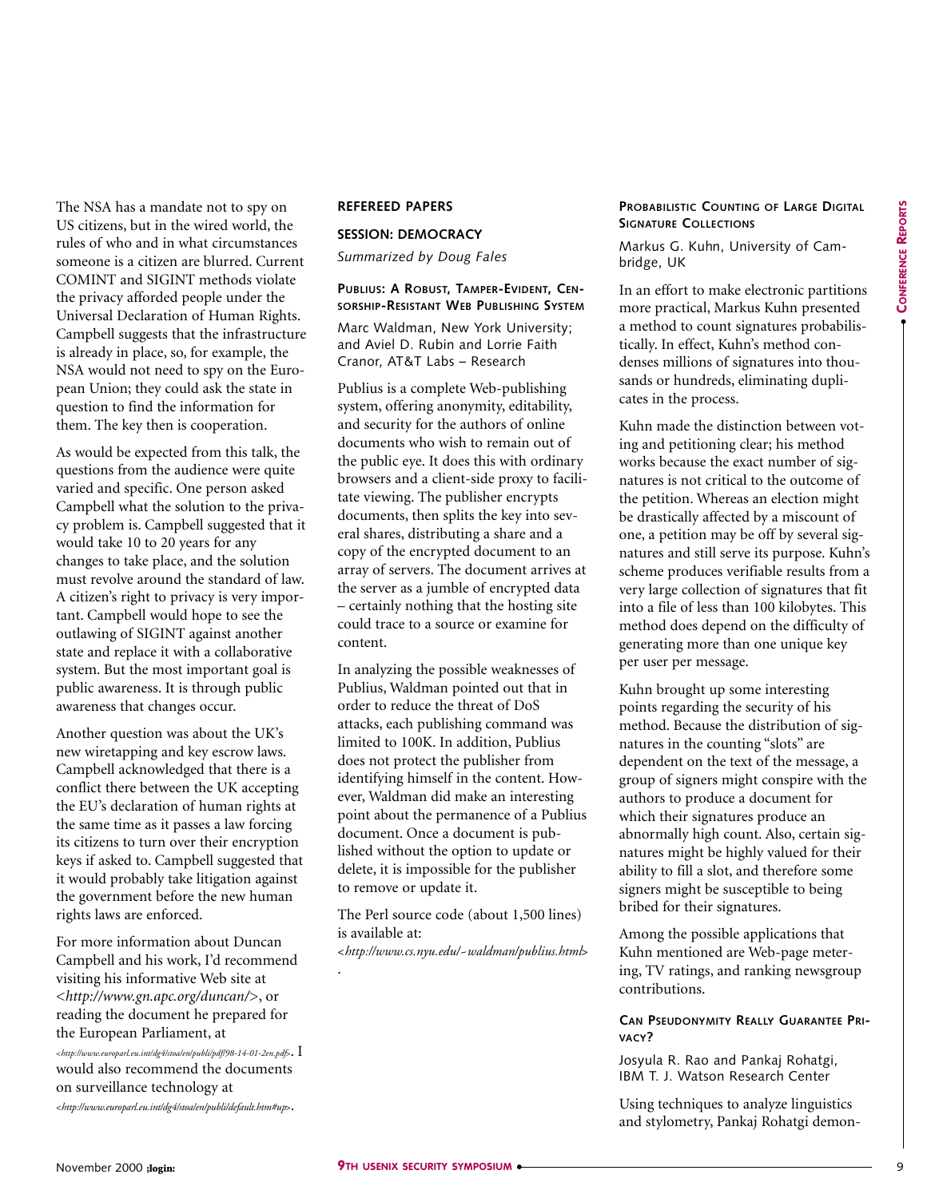The NSA has a mandate not to spy on US citizens, but in the wired world, the rules of who and in what circumstances someone is a citizen are blurred. Current COMINT and SIGINT methods violate the privacy afforded people under the Universal Declaration of Human Rights. Campbell suggests that the infrastructure is already in place, so, for example, the NSA would not need to spy on the European Union; they could ask the state in question to find the information for them. The key then is cooperation.

As would be expected from this talk, the questions from the audience were quite varied and specific. One person asked Campbell what the solution to the privacy problem is. Campbell suggested that it would take 10 to 20 years for any changes to take place, and the solution must revolve around the standard of law. A citizen's right to privacy is very important. Campbell would hope to see the outlawing of SIGINT against another state and replace it with a collaborative system. But the most important goal is public awareness. It is through public awareness that changes occur.

Another question was about the UK's new wiretapping and key escrow laws. Campbell acknowledged that there is a conflict there between the UK accepting the EU's declaration of human rights at the same time as it passes a law forcing its citizens to turn over their encryption keys if asked to. Campbell suggested that it would probably take litigation against the government before the new human rights laws are enforced.

For more information about Duncan Campbell and his work, I'd recommend visiting his informative Web site at <*http://www.gn.apc.org/duncan/*>, or reading the document he prepared for the European Parliament, at <*http://www.europarl.eu.int/dg4/stoa/en/publi/pdf/98-14-01-2en.pdf*>. I would also recommend the documents on surveillance technology at <*http://www.europarl.eu.int/dg4/stoa/en/publi/default.htm#up*>.

## REFEREED PAPERS

## SESSION: DEMOCRACY

*Summarized by Doug Fales*

### Publius: A Robust, Tamper-Evident, Censorship-Resistant Web Publishing System

Marc Waldman, New York University; and Aviel D. Rubin and Lorrie Faith Cranor, AT&T Labs – Research

Publius is a complete Web-publishing system, offering anonymity, editability, and security for the authors of online documents who wish to remain out of the public eye. It does this with ordinary browsers and a client-side proxy to facilitate viewing. The publisher encrypts documents, then splits the key into several shares, distributing a share and a copy of the encrypted document to an array of servers. The document arrives at the server as a jumble of encrypted data – certainly nothing that the hosting site could trace to a source or examine for content.

In analyzing the possible weaknesses of Publius, Waldman pointed out that in order to reduce the threat of DoS attacks, each publishing command was limited to 100K. In addition, Publius does not protect the publisher from identifying himself in the content. However, Waldman did make an interesting point about the permanence of a Publius document. Once a document is published without the option to update or delete, it is impossible for the publisher to remove or update it.

The Perl source code (about 1,500 lines) is available at: <*http://www.cs.nyu.edu/~waldman/publius.html*>.

### Probabilistic Counting of Large Digital Signature Collections

Markus G. Kuhn, University of Cambridge, UK

In an effort to make electronic partitions more practical, Markus Kuhn presented a method to count signatures probabilistically. In effect, Kuhn's method condenses millions of signatures into thousands or hundreds, eliminating duplicates in the process.

Kuhn made the distinction between voting and petitioning clear; his method works because the exact number of signatures is not critical to the outcome of the petition. Whereas an election might be drastically affected by a miscount of one, a petition may be off by several signatures and still serve its purpose. Kuhn's scheme produces verifiable results from a very large collection of signatures that fit into a file of less than 100 kilobytes. This method does depend on the difficulty of generating more than one unique key per user per message.

Kuhn brought up some interesting points regarding the security of his method. Because the distribution of signatures in the counting "slots" are dependent on the text of the message, a group of signers might conspire with the authors to produce a document for which their signatures produce an abnormally high count. Also, certain signatures might be highly valued for their ability to fill a slot, and therefore some signers might be susceptible to being bribed for their signatures.

Among the possible applications that Kuhn mentioned are Web-page metering, TV ratings, and ranking newsgroup contributions.

### Can Pseudonymity Really Guarantee Privacy?

Josyula R. Rao and Pankaj Rohatgi, IBM T. J. Watson Research Center

Using techniques to analyze linguistics and stylometry, Pankaj Rohatgi demon-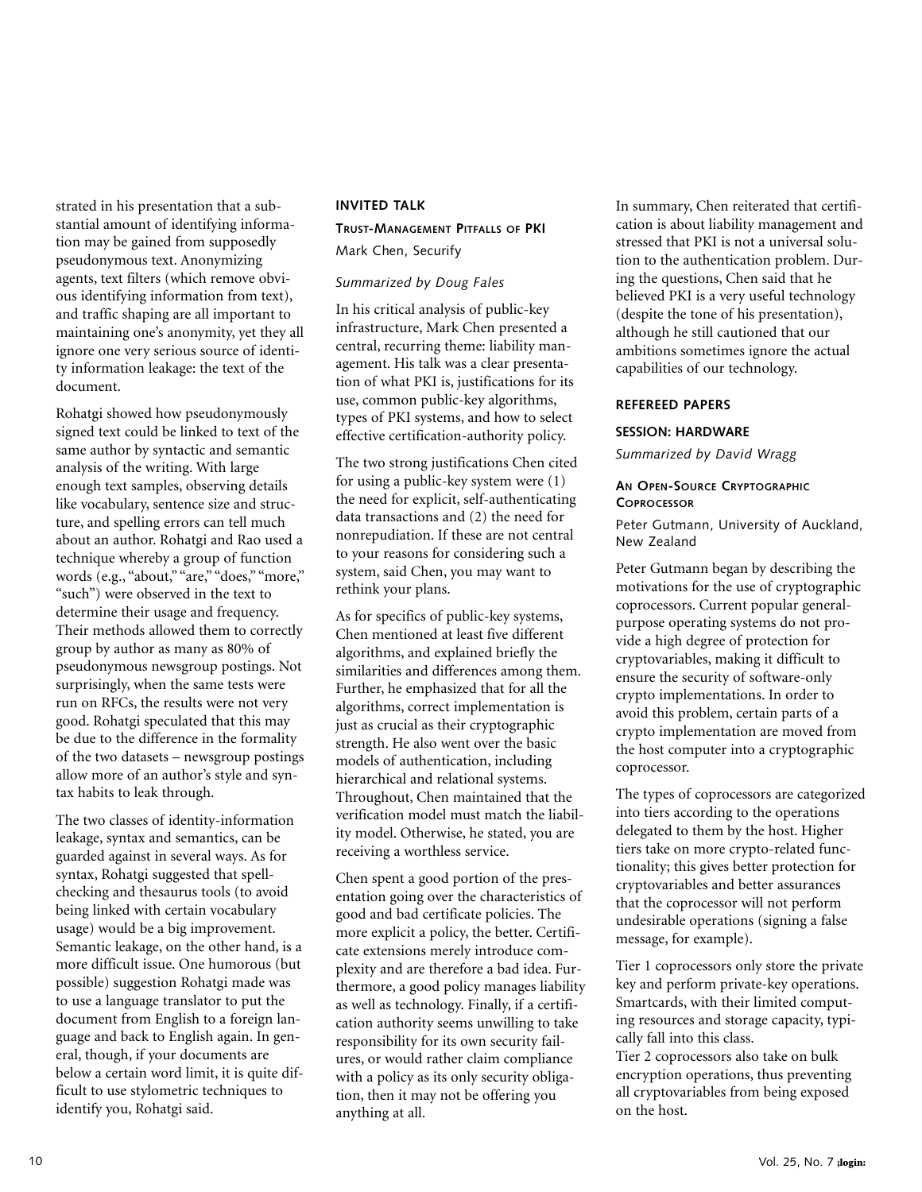strated in his presentation that a substantial amount of identifying information may be gained from supposedly pseudonymous text. Anonymizing agents, text filters (which remove obvious identifying information from text), and traffic shaping are all important to maintaining one's anonymity, yet they all ignore one very serious source of identity information leakage: the text of the document.

Rohatgi showed how pseudonymously signed text could be linked to text of the same author by syntactic and semantic analysis of the writing. With large enough text samples, observing details like vocabulary, sentence size and structure, and spelling errors can tell much about an author. Rohatgi and Rao used a technique whereby a group of function words (e.g., "about," "are," "does," "more," "such") were observed in the text to determine their usage and frequency. Their methods allowed them to correctly group by author as many as 80% of pseudonymous newsgroup postings. Not surprisingly, when the same tests were run on RFCs, the results were not very good. Rohatgi speculated that this may be due to the difference in the formality of the two datasets – newsgroup postings allow more of an author's style and syntax habits to leak through.

The two classes of identity-information leakage, syntax and semantics, can be guarded against in several ways. As for syntax, Rohatgi suggested that spell-checking and thesaurus tools (to avoid being linked with certain vocabulary usage) would be a big improvement. Semantic leakage, on the other hand, is a more difficult issue. One humorous (but possible) suggestion Rohatgi made was to use a language translator to put the document from English to a foreign language and back to English again. In general, though, if your documents are below a certain word limit, it is quite difficult to use stylometric techniques to identify you, Rohatgi said.

## INVITED TALK

### Trust-Management Pitfalls of PKI

Mark Chen, Securify

*Summarized by Doug Fales*

In his critical analysis of public-key infrastructure, Mark Chen presented a central, recurring theme: liability management. His talk was a clear presentation of what PKI is, justifications for its use, common public-key algorithms, types of PKI systems, and how to select effective certification-authority policy.

The two strong justifications Chen cited for using a public-key system were (1) the need for explicit, self-authenticating data transactions and (2) the need for nonrepudiation. If these are not central to your reasons for considering such a system, said Chen, you may want to rethink your plans.

As for specifics of public-key systems, Chen mentioned at least five different algorithms, and explained briefly the similarities and differences among them. Further, he emphasized that for all the algorithms, correct implementation is just as crucial as their cryptographic strength. He also went over the basic models of authentication, including hierarchical and relational systems. Throughout, Chen maintained that the verification model must match the liability model. Otherwise, he stated, you are receiving a worthless service.

Chen spent a good portion of the presentation going over the characteristics of good and bad certificate policies. The more explicit a policy, the better. Certificate extensions merely introduce complexity and are therefore a bad idea. Furthermore, a good policy manages liability as well as technology. Finally, if a certification authority seems unwilling to take responsibility for its own security failures, or would rather claim compliance with a policy as its only security obligation, then it may not be offering you anything at all.

In summary, Chen reiterated that certification is about liability management and stressed that PKI is not a universal solution to the authentication problem. During the questions, Chen said that he believed PKI is a very useful technology (despite the tone of his presentation), although he still cautioned that our ambitions sometimes ignore the actual capabilities of our technology.

## REFEREED PAPERS

## SESSION: HARDWARE

*Summarized by David Wragg*

### An Open-Source Cryptographic Coprocessor

Peter Gutmann, University of Auckland, New Zealand

Peter Gutmann began by describing the motivations for the use of cryptographic coprocessors. Current popular general-purpose operating systems do not provide a high degree of protection for cryptovariables, making it difficult to ensure the security of software-only crypto implementations. In order to avoid this problem, certain parts of a crypto implementation are moved from the host computer into a cryptographic coprocessor.

The types of coprocessors are categorized into tiers according to the operations delegated to them by the host. Higher tiers take on more crypto-related functionality; this gives better protection for cryptovariables and better assurances that the coprocessor will not perform undesirable operations (signing a false message, for example).

Tier 1 coprocessors only store the private key and perform private-key operations. Smartcards, with their limited computing resources and storage capacity, typically fall into this class.
Tier 2 coprocessors also take on bulk encryption operations, thus preventing all cryptovariables from being exposed on the host.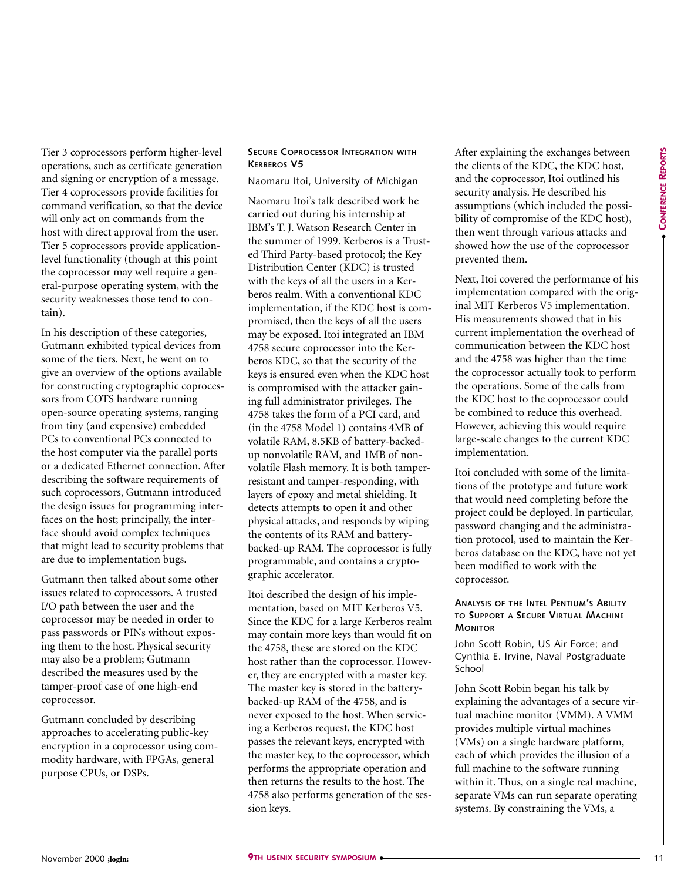Tier 3 coprocessors perform higher-level operations, such as certificate generation and signing or encryption of a message. Tier 4 coprocessors provide facilities for command verification, so that the device will only act on commands from the host with direct approval from the user. Tier 5 coprocessors provide application-level functionality (though at this point the coprocessor may well require a general-purpose operating system, with the security weaknesses those tend to contain).

In his description of these categories, Gutmann exhibited typical devices from some of the tiers. Next, he went on to give an overview of the options available for constructing cryptographic coprocessors from COTS hardware running open-source operating systems, ranging from tiny (and expensive) embedded PCs to conventional PCs connected to the host computer via the parallel ports or a dedicated Ethernet connection. After describing the software requirements of such coprocessors, Gutmann introduced the design issues for programming interfaces on the host; principally, the interface should avoid complex techniques that might lead to security problems that are due to implementation bugs.

Gutmann then talked about some other issues related to coprocessors. A trusted I/O path between the user and the coprocessor may be needed in order to pass passwords or PINs without exposing them to the host. Physical security may also be a problem; Gutmann described the measures used by the tamper-proof case of one high-end coprocessor.

Gutmann concluded by describing approaches to accelerating public-key encryption in a coprocessor using commodity hardware, with FPGAs, general purpose CPUs, or DSPs.

### Secure Coprocessor Integration with Kerberos V5

Naomaru Itoi, University of Michigan

Naomaru Itoi's talk described work he carried out during his internship at IBM's T. J. Watson Research Center in the summer of 1999. Kerberos is a Trusted Third Party-based protocol; the Key Distribution Center (KDC) is trusted with the keys of all the users in a Kerberos realm. With a conventional KDC implementation, if the KDC host is compromised, then the keys of all the users may be exposed. Itoi integrated an IBM 4758 secure coprocessor into the Kerberos KDC, so that the security of the keys is ensured even when the KDC host is compromised with the attacker gaining full administrator privileges. The 4758 takes the form of a PCI card, and (in the 4758 Model 1) contains 4MB of volatile RAM, 8.5KB of battery-backed-up nonvolatile RAM, and 1MB of nonvolatile Flash memory. It is both tamper-resistant and tamper-responding, with layers of epoxy and metal shielding. It detects attempts to open it and other physical attacks, and responds by wiping the contents of its RAM and battery-backed-up RAM. The coprocessor is fully programmable, and contains a cryptographic accelerator.

Itoi described the design of his implementation, based on MIT Kerberos V5. Since the KDC for a large Kerberos realm may contain more keys than would fit on the 4758, these are stored on the KDC host rather than the coprocessor. However, they are encrypted with a master key. The master key is stored in the battery-backed-up RAM of the 4758, and is never exposed to the host. When servicing a Kerberos request, the KDC host passes the relevant keys, encrypted with the master key, to the coprocessor, which performs the appropriate operation and then returns the results to the host. The 4758 also performs generation of the session keys.

After explaining the exchanges between the clients of the KDC, the KDC host, and the coprocessor, Itoi outlined his security analysis. He described his assumptions (which included the possibility of compromise of the KDC host), then went through various attacks and showed how the use of the coprocessor prevented them.

Next, Itoi covered the performance of his implementation compared with the original MIT Kerberos V5 implementation. His measurements showed that in his current implementation the overhead of communication between the KDC host and the 4758 was higher than the time the coprocessor actually took to perform the operations. Some of the calls from the KDC host to the coprocessor could be combined to reduce this overhead. However, achieving this would require large-scale changes to the current KDC implementation.

Itoi concluded with some of the limitations of the prototype and future work that would need completing before the project could be deployed. In particular, password changing and the administration protocol, used to maintain the Kerberos database on the KDC, have not yet been modified to work with the coprocessor.

### Analysis of the Intel Pentium's Ability to Support a Secure Virtual Machine Monitor

John Scott Robin, US Air Force; and Cynthia E. Irvine, Naval Postgraduate School

John Scott Robin began his talk by explaining the advantages of a secure virtual machine monitor (VMM). A VMM provides multiple virtual machines (VMs) on a single hardware platform, each of which provides the illusion of a full machine to the software running within it. Thus, on a single real machine, separate VMs can run separate operating systems. By constraining the VMs, a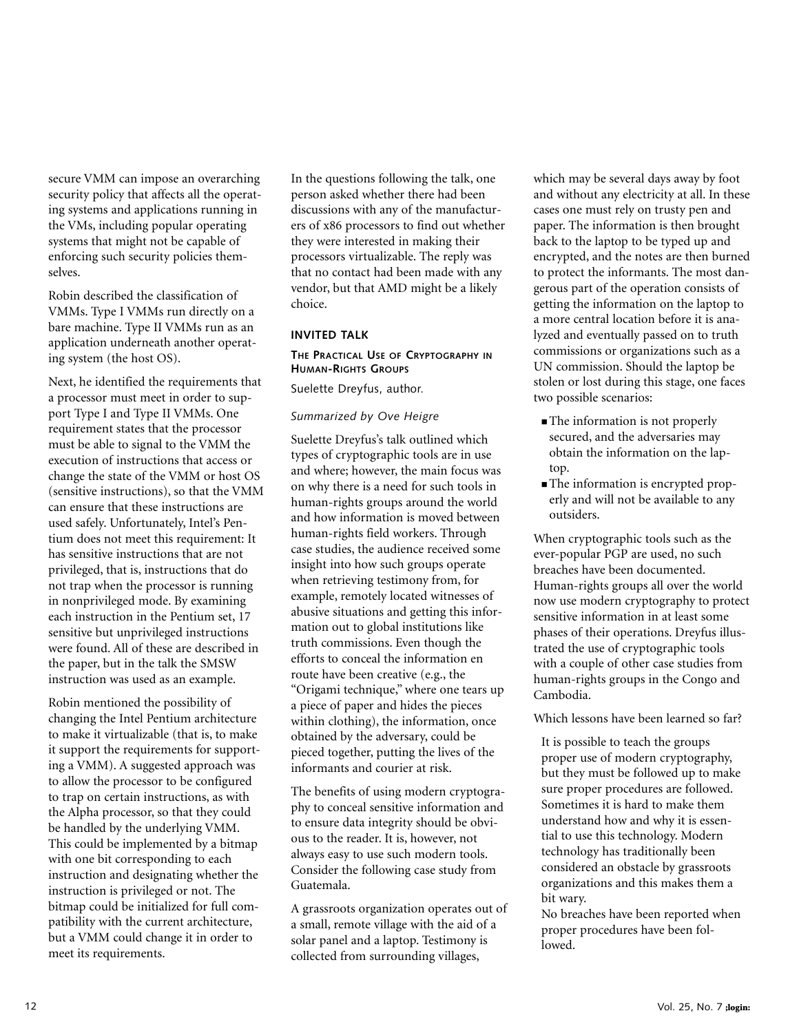secure VMM can impose an overarching security policy that affects all the operating systems and applications running in the VMs, including popular operating systems that might not be capable of enforcing such security policies themselves.

Robin described the classification of VMMs. Type I VMMs run directly on a bare machine. Type II VMMs run as an application underneath another operating system (the host OS).

Next, he identified the requirements that a processor must meet in order to support Type I and Type II VMMs. One requirement states that the processor must be able to signal to the VMM the execution of instructions that access or change the state of the VMM or host OS (sensitive instructions), so that the VMM can ensure that these instructions are used safely. Unfortunately, Intel's Pentium does not meet this requirement: It has sensitive instructions that are not privileged, that is, instructions that do not trap when the processor is running in nonprivileged mode. By examining each instruction in the Pentium set, 17 sensitive but unprivileged instructions were found. All of these are described in the paper, but in the talk the SMSW instruction was used as an example.

Robin mentioned the possibility of changing the Intel Pentium architecture to make it virtualizable (that is, to make it support the requirements for supporting a VMM). A suggested approach was to allow the processor to be configured to trap on certain instructions, as with the Alpha processor, so that they could be handled by the underlying VMM. This could be implemented by a bitmap with one bit corresponding to each instruction and designating whether the instruction is privileged or not. The bitmap could be initialized for full compatibility with the current architecture, but a VMM could change it in order to meet its requirements.

In the questions following the talk, one person asked whether there had been discussions with any of the manufacturers of x86 processors to find out whether they were interested in making their processors virtualizable. The reply was that no contact had been made with any vendor, but that AMD might be a likely choice.

## INVITED TALK

### The Practical Use of Cryptography in Human-Rights Groups

Suelette Dreyfus, author.

*Summarized by Ove Heigre*

Suelette Dreyfus's talk outlined which types of cryptographic tools are in use and where; however, the main focus was on why there is a need for such tools in human-rights groups around the world and how information is moved between human-rights field workers. Through case studies, the audience received some insight into how such groups operate when retrieving testimony from, for example, remotely located witnesses of abusive situations and getting this information out to global institutions like truth commissions. Even though the efforts to conceal the information en route have been creative (e.g., the "Origami technique," where one tears up a piece of paper and hides the pieces within clothing), the information, once obtained by the adversary, could be pieced together, putting the lives of the informants and courier at risk.

The benefits of using modern cryptography to conceal sensitive information and to ensure data integrity should be obvious to the reader. It is, however, not always easy to use such modern tools. Consider the following case study from Guatemala.

A grassroots organization operates out of a small, remote village with the aid of a solar panel and a laptop. Testimony is collected from surrounding villages, which may be several days away by foot and without any electricity at all. In these cases one must rely on trusty pen and paper. The information is then brought back to the laptop to be typed up and encrypted, and the notes are then burned to protect the informants. The most dangerous part of the operation consists of getting the information on the laptop to a more central location before it is analyzed and eventually passed on to truth commissions or organizations such as a UN commission. Should the laptop be stolen or lost during this stage, one faces two possible scenarios:

- The information is not properly secured, and the adversaries may obtain the information on the laptop.
- The information is encrypted properly and will not be available to any outsiders.

When cryptographic tools such as the ever-popular PGP are used, no such breaches have been documented. Human-rights groups all over the world now use modern cryptography to protect sensitive information in at least some phases of their operations. Dreyfus illustrated the use of cryptographic tools with a couple of other case studies from human-rights groups in the Congo and Cambodia.

Which lessons have been learned so far?

It is possible to teach the groups proper use of modern cryptography, but they must be followed up to make sure proper procedures are followed. Sometimes it is hard to make them understand how and why it is essential to use this technology. Modern technology has traditionally been considered an obstacle by grassroots organizations and this makes them a bit wary.

No breaches have been reported when proper procedures have been followed.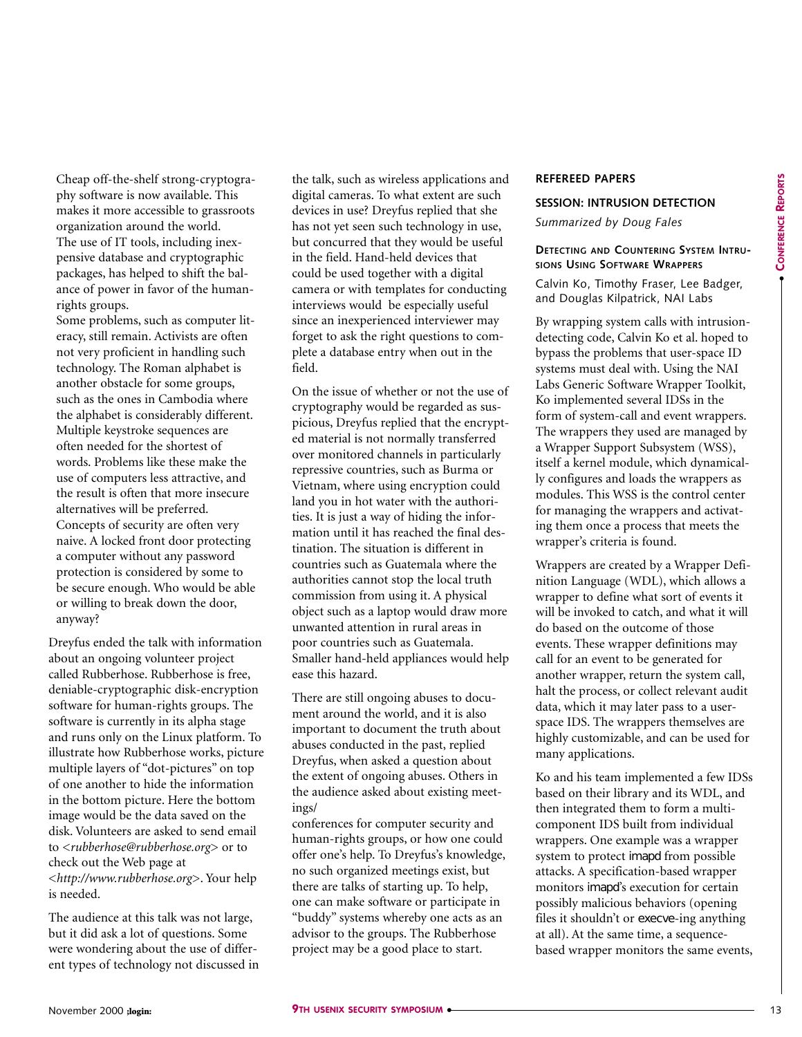Cheap off-the-shelf strong-cryptography software is now available. This makes it more accessible to grassroots organization around the world.

The use of IT tools, including inexpensive database and cryptographic packages, has helped to shift the balance of power in favor of the human-rights groups.

Some problems, such as computer literacy, still remain. Activists are often not very proficient in handling such technology. The Roman alphabet is another obstacle for some groups, such as the ones in Cambodia where the alphabet is considerably different. Multiple keystroke sequences are often needed for the shortest of words. Problems like these make the use of computers less attractive, and the result is often that more insecure alternatives will be preferred.

Concepts of security are often very naive. A locked front door protecting a computer without any password protection is considered by some to be secure enough. Who would be able or willing to break down the door, anyway?

Dreyfus ended the talk with information about an ongoing volunteer project called Rubberhose. Rubberhose is free, deniable-cryptographic disk-encryption software for human-rights groups. The software is currently in its alpha stage and runs only on the Linux platform. To illustrate how Rubberhose works, picture multiple layers of "dot-pictures" on top of one another to hide the information in the bottom picture. Here the bottom image would be the data saved on the disk. Volunteers are asked to send email to <*rubberhose@rubberhose.org*> or to check out the Web page at <*http://www.rubberhose.org*>. Your help is needed.

The audience at this talk was not large, but it did ask a lot of questions. Some were wondering about the use of different types of technology not discussed in the talk, such as wireless applications and digital cameras. To what extent are such devices in use? Dreyfus replied that she has not yet seen such technology in use, but concurred that they would be useful in the field. Hand-held devices that could be used together with a digital camera or with templates for conducting interviews would be especially useful since an inexperienced interviewer may forget to ask the right questions to complete a database entry when out in the field.

On the issue of whether or not the use of cryptography would be regarded as suspicious, Dreyfus replied that the encrypted material is not normally transferred over monitored channels in particularly repressive countries, such as Burma or Vietnam, where using encryption could land you in hot water with the authorities. It is just a way of hiding the information until it has reached the final destination. The situation is different in countries such as Guatemala where the authorities cannot stop the local truth commission from using it. A physical object such as a laptop would draw more unwanted attention in rural areas in poor countries such as Guatemala. Smaller hand-held appliances would help ease this hazard.

There are still ongoing abuses to document around the world, and it is also important to document the truth about abuses conducted in the past, replied Dreyfus, when asked a question about the extent of ongoing abuses. Others in the audience asked about existing meetings/conferences for computer security and human-rights groups, or how one could offer one's help. To Dreyfus's knowledge, no such organized meetings exist, but there are talks of starting up. To help, one can make software or participate in "buddy" systems whereby one acts as an advisor to the groups. The Rubberhose project may be a good place to start.

## REFEREED PAPERS

### SESSION: INTRUSION DETECTION

*Summarized by Doug Fales*

#### DETECTING AND COUNTERING SYSTEM INTRUSIONS USING SOFTWARE WRAPPERS

Calvin Ko, Timothy Fraser, Lee Badger, and Douglas Kilpatrick, NAI Labs

By wrapping system calls with intrusion-detecting code, Calvin Ko et al. hoped to bypass the problems that user-space ID systems must deal with. Using the NAI Labs Generic Software Wrapper Toolkit, Ko implemented several IDSs in the form of system-call and event wrappers. The wrappers they used are managed by a Wrapper Support Subsystem (WSS), itself a kernel module, which dynamically configures and loads the wrappers as modules. This WSS is the control center for managing the wrappers and activating them once a process that meets the wrapper's criteria is found.

Wrappers are created by a Wrapper Definition Language (WDL), which allows a wrapper to define what sort of events it will be invoked to catch, and what it will do based on the outcome of those events. These wrapper definitions may call for an event to be generated for another wrapper, return the system call, halt the process, or collect relevant audit data, which it may later pass to a user-space IDS. The wrappers themselves are highly customizable, and can be used for many applications.

Ko and his team implemented a few IDSs based on their library and its WDL, and then integrated them to form a multi-component IDS built from individual wrappers. One example was a wrapper system to protect imapd from possible attacks. A specification-based wrapper monitors imapd's execution for certain possibly malicious behaviors (opening files it shouldn't or execve-ing anything at all). At the same time, a sequence-based wrapper monitors the same events,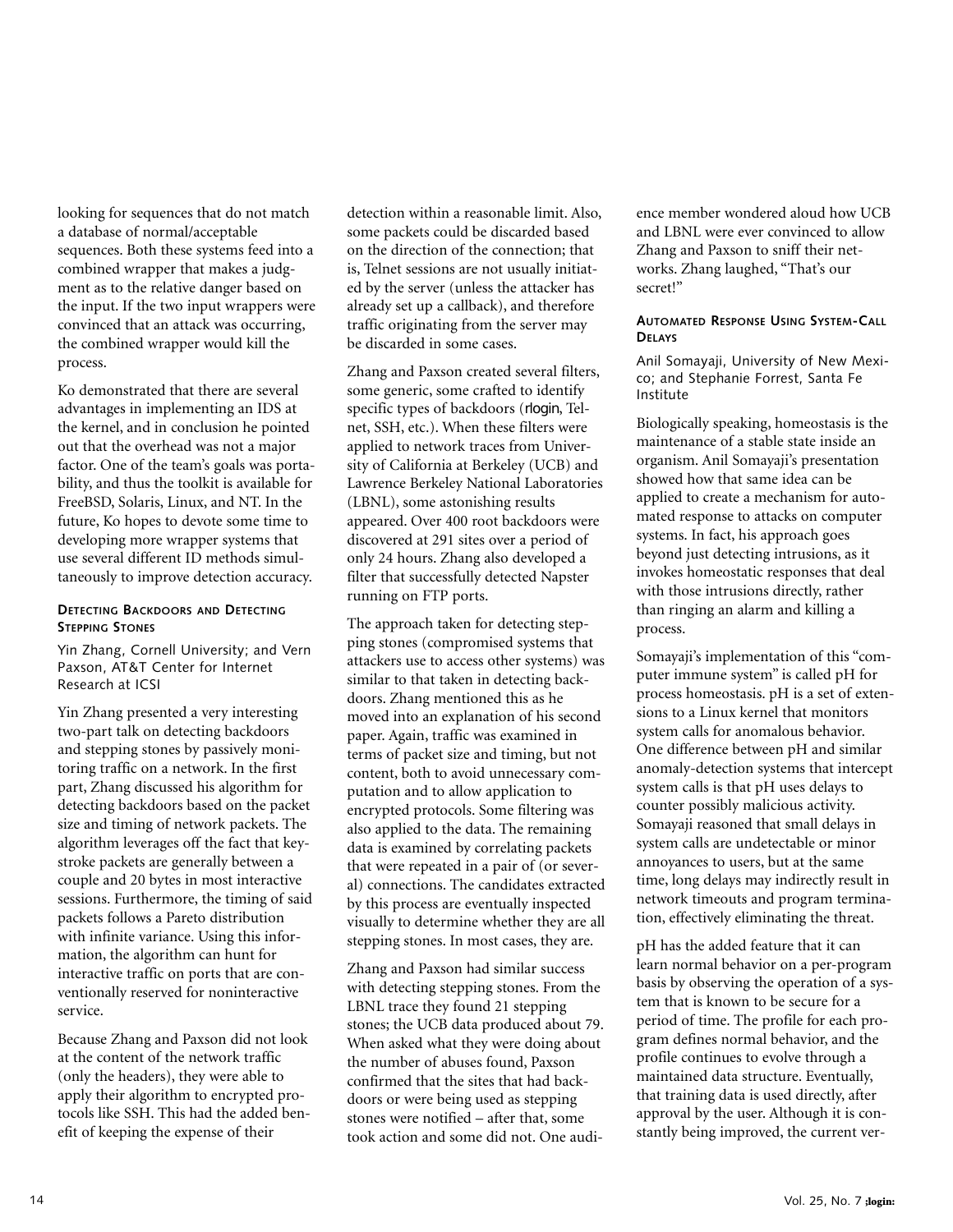looking for sequences that do not match a database of normal/acceptable sequences. Both these systems feed into a combined wrapper that makes a judgment as to the relative danger based on the input. If the two input wrappers were convinced that an attack was occurring, the combined wrapper would kill the process.

Ko demonstrated that there are several advantages in implementing an IDS at the kernel, and in conclusion he pointed out that the overhead was not a major factor. One of the team's goals was portability, and thus the toolkit is available for FreeBSD, Solaris, Linux, and NT. In the future, Ko hopes to devote some time to developing more wrapper systems that use several different ID methods simultaneously to improve detection accuracy.

### Detecting Backdoors and Detecting Stepping Stones

Yin Zhang, Cornell University; and Vern Paxson, AT&T Center for Internet Research at ICSI

Yin Zhang presented a very interesting two-part talk on detecting backdoors and stepping stones by passively monitoring traffic on a network. In the first part, Zhang discussed his algorithm for detecting backdoors based on the packet size and timing of network packets. The algorithm leverages off the fact that keystroke packets are generally between a couple and 20 bytes in most interactive sessions. Furthermore, the timing of said packets follows a Pareto distribution with infinite variance. Using this information, the algorithm can hunt for interactive traffic on ports that are conventionally reserved for noninteractive service.

Because Zhang and Paxson did not look at the content of the network traffic (only the headers), they were able to apply their algorithm to encrypted protocols like SSH. This had the added benefit of keeping the expense of their detection within a reasonable limit. Also, some packets could be discarded based on the direction of the connection; that is, Telnet sessions are not usually initiated by the server (unless the attacker has already set up a callback), and therefore traffic originating from the server may be discarded in some cases.

Zhang and Paxson created several filters, some generic, some crafted to identify specific types of backdoors (rlogin, Telnet, SSH, etc.). When these filters were applied to network traces from University of California at Berkeley (UCB) and Lawrence Berkeley National Laboratories (LBNL), some astonishing results appeared. Over 400 root backdoors were discovered at 291 sites over a period of only 24 hours. Zhang also developed a filter that successfully detected Napster running on FTP ports.

The approach taken for detecting stepping stones (compromised systems that attackers use to access other systems) was similar to that taken in detecting backdoors. Zhang mentioned this as he moved into an explanation of his second paper. Again, traffic was examined in terms of packet size and timing, but not content, both to avoid unnecessary computation and to allow application to encrypted protocols. Some filtering was also applied to the data. The remaining data is examined by correlating packets that were repeated in a pair of (or several) connections. The candidates extracted by this process are eventually inspected visually to determine whether they are all stepping stones. In most cases, they are.

Zhang and Paxson had similar success with detecting stepping stones. From the LBNL trace they found 21 stepping stones; the UCB data produced about 79. When asked what they were doing about the number of abuses found, Paxson confirmed that the sites that had backdoors or were being used as stepping stones were notified – after that, some took action and some did not. One audience member wondered aloud how UCB and LBNL were ever convinced to allow Zhang and Paxson to sniff their networks. Zhang laughed, "That's our secret!"

### Automated Response Using System-Call Delays

Anil Somayaji, University of New Mexico; and Stephanie Forrest, Santa Fe Institute

Biologically speaking, homeostasis is the maintenance of a stable state inside an organism. Anil Somayaji's presentation showed how that same idea can be applied to create a mechanism for automated response to attacks on computer systems. In fact, his approach goes beyond just detecting intrusions, as it invokes homeostatic responses that deal with those intrusions directly, rather than ringing an alarm and killing a process.

Somayaji's implementation of this "computer immune system" is called pH for process homeostasis. pH is a set of extensions to a Linux kernel that monitors system calls for anomalous behavior. One difference between pH and similar anomaly-detection systems that intercept system calls is that pH uses delays to counter possibly malicious activity. Somayaji reasoned that small delays in system calls are undetectable or minor annoyances to users, but at the same time, long delays may indirectly result in network timeouts and program termination, effectively eliminating the threat.

pH has the added feature that it can learn normal behavior on a per-program basis by observing the operation of a system that is known to be secure for a period of time. The profile for each program defines normal behavior, and the profile continues to evolve through a maintained data structure. Eventually, that training data is used directly, after approval by the user. Although it is constantly being improved, the current ver-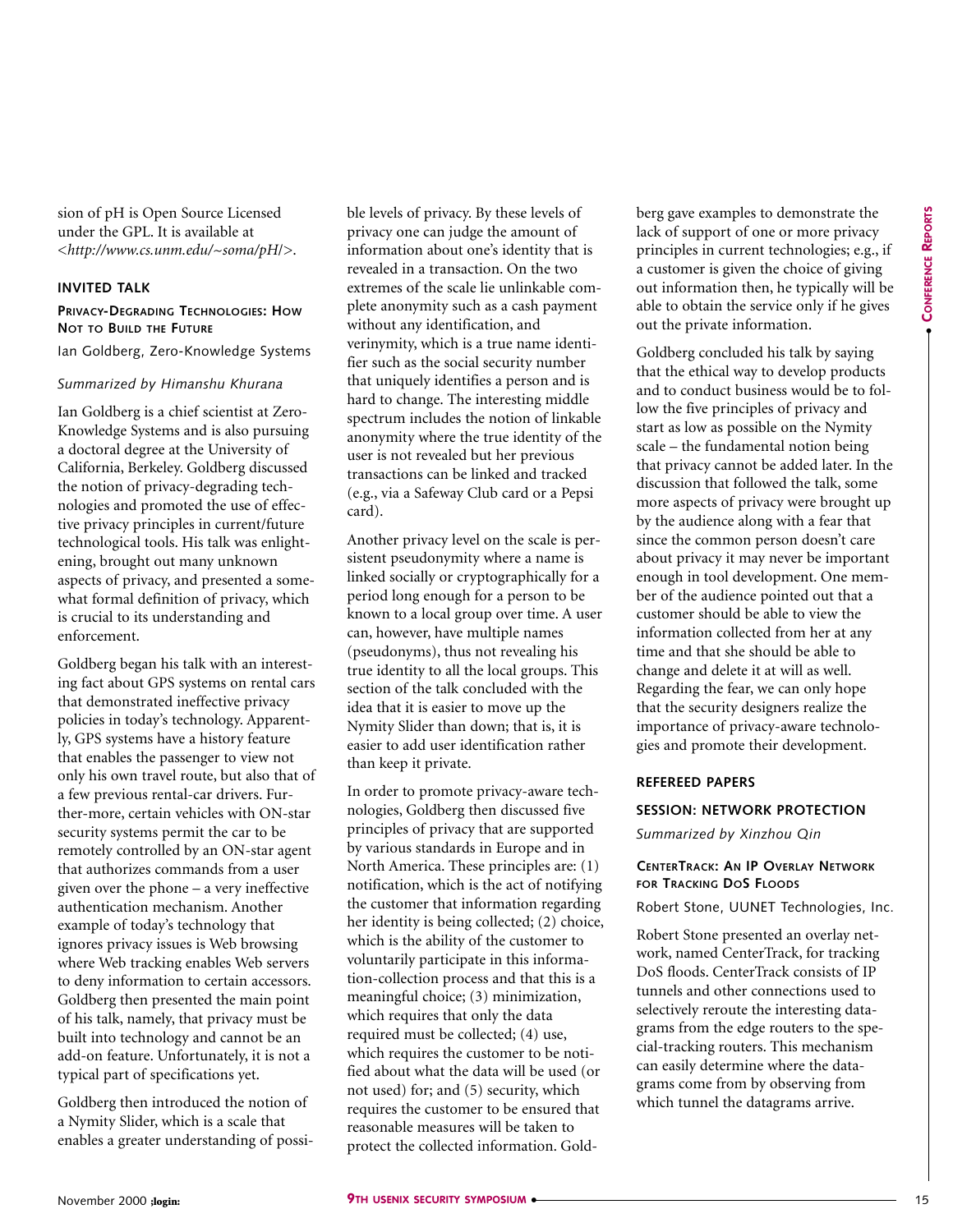sion of pH is Open Source Licensed under the GPL. It is available at <*http://www.cs.unm.edu/~soma/pH/*>.

### INVITED TALK

#### PRIVACY-DEGRADING TECHNOLOGIES: HOW NOT TO BUILD THE FUTURE

Ian Goldberg, Zero-Knowledge Systems

*Summarized by Himanshu Khurana*

Ian Goldberg is a chief scientist at Zero-Knowledge Systems and is also pursuing a doctoral degree at the University of California, Berkeley. Goldberg discussed the notion of privacy-degrading technologies and promoted the use of effective privacy principles in current/future technological tools. His talk was enlightening, brought out many unknown aspects of privacy, and presented a somewhat formal definition of privacy, which is crucial to its understanding and enforcement.

Goldberg began his talk with an interesting fact about GPS systems on rental cars that demonstrated ineffective privacy policies in today's technology. Apparently, GPS systems have a history feature that enables the passenger to view not only his own travel route, but also that of a few previous rental-car drivers. Furthermore, certain vehicles with ON-star security systems permit the car to be remotely controlled by an ON-star agent that authorizes commands from a user given over the phone – a very ineffective authentication mechanism. Another example of today's technology that ignores privacy issues is Web browsing where Web tracking enables Web servers to deny information to certain accessors. Goldberg then presented the main point of his talk, namely, that privacy must be built into technology and cannot be an add-on feature. Unfortunately, it is not a typical part of specifications yet.

Goldberg then introduced the notion of a Nymity Slider, which is a scale that enables a greater understanding of possible levels of privacy. By these levels of privacy one can judge the amount of information about one's identity that is revealed in a transaction. On the two extremes of the scale lie unlinkable complete anonymity such as a cash payment without any identification, and verinymity, which is a true name identifier such as the social security number that uniquely identifies a person and is hard to change. The interesting middle spectrum includes the notion of linkable anonymity where the true identity of the user is not revealed but her previous transactions can be linked and tracked (e.g., via a Safeway Club card or a Pepsi card).

Another privacy level on the scale is persistent pseudonymity where a name is linked socially or cryptographically for a period long enough for a person to be known to a local group over time. A user can, however, have multiple names (pseudonyms), thus not revealing his true identity to all the local groups. This section of the talk concluded with the idea that it is easier to move up the Nymity Slider than down; that is, it is easier to add user identification rather than keep it private.

In order to promote privacy-aware technologies, Goldberg then discussed five principles of privacy that are supported by various standards in Europe and in North America. These principles are: (1) notification, which is the act of notifying the customer that information regarding her identity is being collected; (2) choice, which is the ability of the customer to voluntarily participate in this information-collection process and that this is a meaningful choice; (3) minimization, which requires that only the data required must be collected; (4) use, which requires the customer to be notified about what the data will be used (or not used) for; and (5) security, which requires the customer to be ensured that reasonable measures will be taken to protect the collected information. Goldberg gave examples to demonstrate the lack of support of one or more privacy principles in current technologies; e.g., if a customer is given the choice of giving out information then, he typically will be able to obtain the service only if he gives out the private information.

Goldberg concluded his talk by saying that the ethical way to develop products and to conduct business would be to follow the five principles of privacy and start as low as possible on the Nymity scale – the fundamental notion being that privacy cannot be added later. In the discussion that followed the talk, some more aspects of privacy were brought up by the audience along with a fear that since the common person doesn't care about privacy it may never be important enough in tool development. One member of the audience pointed out that a customer should be able to view the information collected from her at any time and that she should be able to change and delete it at will as well. Regarding the fear, we can only hope that the security designers realize the importance of privacy-aware technologies and promote their development.

### REFEREED PAPERS

### SESSION: NETWORK PROTECTION

*Summarized by Xinzhou Qin*

#### CENTERTRACK: AN IP OVERLAY NETWORK FOR TRACKING DOS FLOODS

Robert Stone, UUNET Technologies, Inc.

Robert Stone presented an overlay network, named CenterTrack, for tracking DoS floods. CenterTrack consists of IP tunnels and other connections used to selectively reroute the interesting datagrams from the edge routers to the special-tracking routers. This mechanism can easily determine where the datagrams come from by observing from which tunnel the datagrams arrive.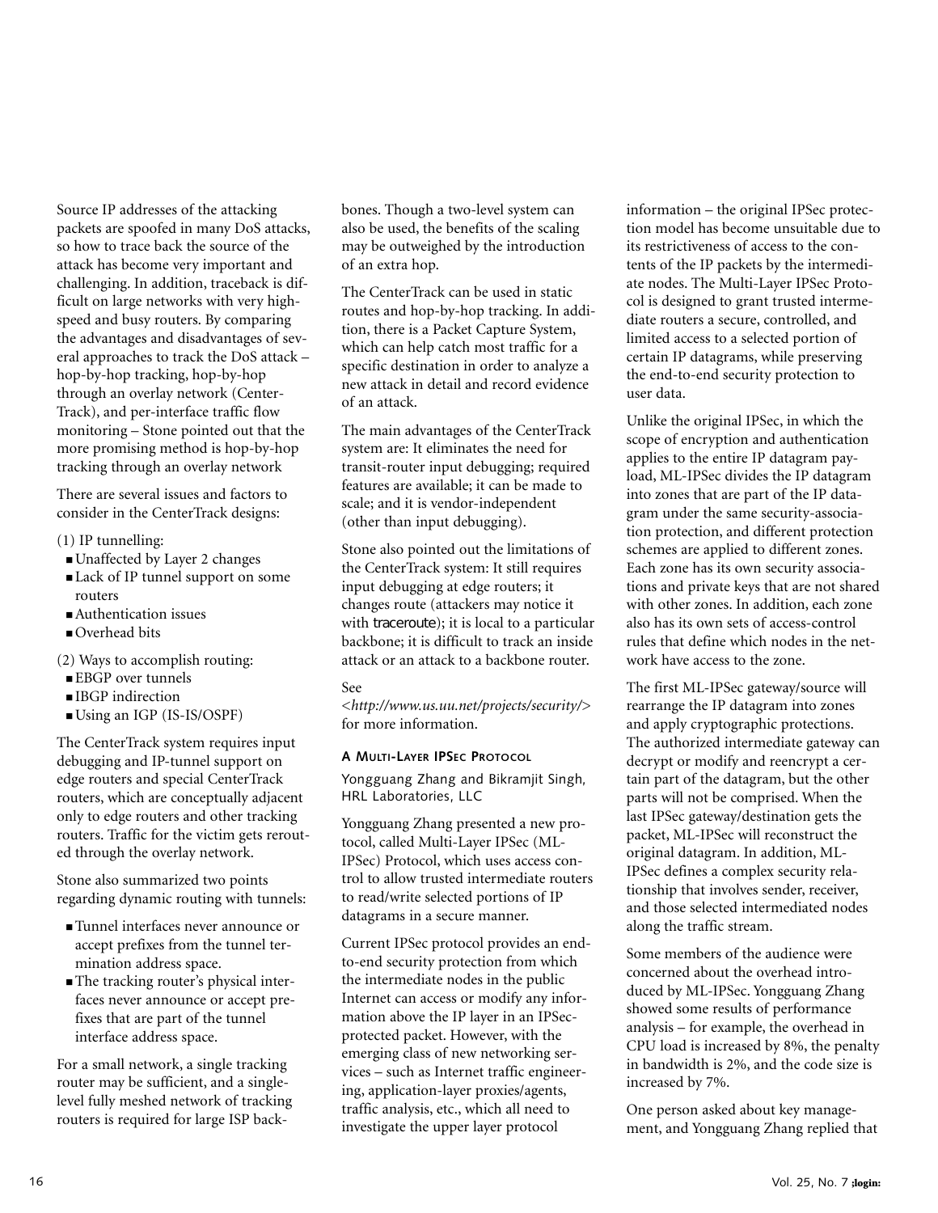Source IP addresses of the attacking packets are spoofed in many DoS attacks, so how to trace back the source of the attack has become very important and challenging. In addition, traceback is difficult on large networks with very high-speed and busy routers. By comparing the advantages and disadvantages of several approaches to track the DoS attack – hop-by-hop tracking, hop-by-hop through an overlay network (CenterTrack), and per-interface traffic flow monitoring – Stone pointed out that the more promising method is hop-by-hop tracking through an overlay network

There are several issues and factors to consider in the CenterTrack designs:

(1) IP tunnelling:

- Unaffected by Layer 2 changes
- Lack of IP tunnel support on some routers
- Authentication issues
- Overhead bits

(2) Ways to accomplish routing:

- EBGP over tunnels
- IBGP indirection
- Using an IGP (IS-IS/OSPF)

The CenterTrack system requires input debugging and IP-tunnel support on edge routers and special CenterTrack routers, which are conceptually adjacent only to edge routers and other tracking routers. Traffic for the victim gets rerouted through the overlay network.

Stone also summarized two points regarding dynamic routing with tunnels:

- Tunnel interfaces never announce or accept prefixes from the tunnel termination address space.
- The tracking router's physical interfaces never announce or accept prefixes that are part of the tunnel interface address space.

For a small network, a single tracking router may be sufficient, and a single-level fully meshed network of tracking routers is required for large ISP backbones. Though a two-level system can also be used, the benefits of the scaling may be outweighed by the introduction of an extra hop.

The CenterTrack can be used in static routes and hop-by-hop tracking. In addition, there is a Packet Capture System, which can help catch most traffic for a specific destination in order to analyze a new attack in detail and record evidence of an attack.

The main advantages of the CenterTrack system are: It eliminates the need for transit-router input debugging; required features are available; it can be made to scale; and it is vendor-independent (other than input debugging).

Stone also pointed out the limitations of the CenterTrack system: It still requires input debugging at edge routers; it changes route (attackers may notice it with traceroute); it is local to a particular backbone; it is difficult to track an inside attack or an attack to a backbone router.

See <*http://www.us.uu.net/projects/security/*> for more information.

### A Multi-Layer IPSec Protocol

Yongguang Zhang and Bikramjit Singh, HRL Laboratories, LLC

Yongguang Zhang presented a new protocol, called Multi-Layer IPSec (ML-IPSec) Protocol, which uses access control to allow trusted intermediate routers to read/write selected portions of IP datagrams in a secure manner.

Current IPSec protocol provides an end-to-end security protection from which the intermediate nodes in the public Internet can access or modify any information above the IP layer in an IPSec-protected packet. However, with the emerging class of new networking services – such as Internet traffic engineering, application-layer proxies/agents, traffic analysis, etc., which all need to investigate the upper layer protocol information – the original IPSec protection model has become unsuitable due to its restrictiveness of access to the contents of the IP packets by the intermediate nodes. The Multi-Layer IPSec Protocol is designed to grant trusted intermediate routers a secure, controlled, and limited access to a selected portion of certain IP datagrams, while preserving the end-to-end security protection to user data.

Unlike the original IPSec, in which the scope of encryption and authentication applies to the entire IP datagram payload, ML-IPSec divides the IP datagram into zones that are part of the IP datagram under the same security-association protection, and different protection schemes are applied to different zones. Each zone has its own security associations and private keys that are not shared with other zones. In addition, each zone also has its own sets of access-control rules that define which nodes in the network have access to the zone.

The first ML-IPSec gateway/source will rearrange the IP datagram into zones and apply cryptographic protections. The authorized intermediate gateway can decrypt or modify and reencrypt a certain part of the datagram, but the other parts will not be comprised. When the last IPSec gateway/destination gets the packet, ML-IPSec will reconstruct the original datagram. In addition, ML-IPSec defines a complex security relationship that involves sender, receiver, and those selected intermediated nodes along the traffic stream.

Some members of the audience were concerned about the overhead introduced by ML-IPSec. Yongguang Zhang showed some results of performance analysis – for example, the overhead in CPU load is increased by 8%, the penalty in bandwidth is 2%, and the code size is increased by 7%.

One person asked about key management, and Yongguang Zhang replied that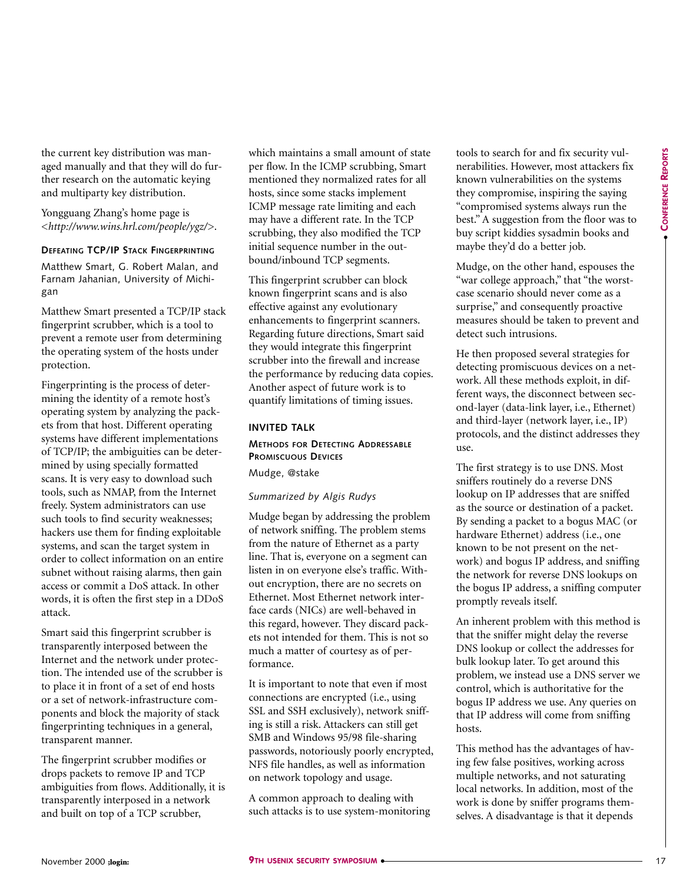the current key distribution was managed manually and that they will do further research on the automatic keying and multiparty key distribution.

Yongguang Zhang's home page is <*http://www.wins.hrl.com/people/ygz/*>.

### Defeating TCP/IP Stack Fingerprinting

Matthew Smart, G. Robert Malan, and Farnam Jahanian, University of Michigan

Matthew Smart presented a TCP/IP stack fingerprint scrubber, which is a tool to prevent a remote user from determining the operating system of the hosts under protection.

Fingerprinting is the process of determining the identity of a remote host's operating system by analyzing the packets from that host. Different operating systems have different implementations of TCP/IP; the ambiguities can be determined by using specially formatted scans. It is very easy to download such tools, such as NMAP, from the Internet freely. System administrators can use such tools to find security weaknesses; hackers use them for finding exploitable systems, and scan the target system in order to collect information on an entire subnet without raising alarms, then gain access or commit a DoS attack. In other words, it is often the first step in a DDoS attack.

Smart said this fingerprint scrubber is transparently interposed between the Internet and the network under protection. The intended use of the scrubber is to place it in front of a set of end hosts or a set of network-infrastructure components and block the majority of stack fingerprinting techniques in a general, transparent manner.

The fingerprint scrubber modifies or drops packets to remove IP and TCP ambiguities from flows. Additionally, it is transparently interposed in a network and built on top of a TCP scrubber, which maintains a small amount of state per flow. In the ICMP scrubbing, Smart mentioned they normalized rates for all hosts, since some stacks implement ICMP message rate limiting and each may have a different rate. In the TCP scrubbing, they also modified the TCP initial sequence number in the outbound/inbound TCP segments.

This fingerprint scrubber can block known fingerprint scans and is also effective against any evolutionary enhancements to fingerprint scanners. Regarding future directions, Smart said they would integrate this fingerprint scrubber into the firewall and increase the performance by reducing data copies. Another aspect of future work is to quantify limitations of timing issues.

## Invited Talk

### Methods for Detecting Addressable Promiscuous Devices

Mudge, @stake

*Summarized by Algis Rudys*

Mudge began by addressing the problem of network sniffing. The problem stems from the nature of Ethernet as a party line. That is, everyone on a segment can listen in on everyone else's traffic. Without encryption, there are no secrets on Ethernet. Most Ethernet network interface cards (NICs) are well-behaved in this regard, however. They discard packets not intended for them. This is not so much a matter of courtesy as of performance.

It is important to note that even if most connections are encrypted (i.e., using SSL and SSH exclusively), network sniffing is still a risk. Attackers can still get SMB and Windows 95/98 file-sharing passwords, notoriously poorly encrypted, NFS file handles, as well as information on network topology and usage.

A common approach to dealing with such attacks is to use system-monitoring tools to search for and fix security vulnerabilities. However, most attackers fix known vulnerabilities on the systems they compromise, inspiring the saying "compromised systems always run the best." A suggestion from the floor was to buy script kiddies sysadmin books and maybe they'd do a better job.

Mudge, on the other hand, espouses the "war college approach," that "the worst-case scenario should never come as a surprise," and consequently proactive measures should be taken to prevent and detect such intrusions.

He then proposed several strategies for detecting promiscuous devices on a network. All these methods exploit, in different ways, the disconnect between second-layer (data-link layer, i.e., Ethernet) and third-layer (network layer, i.e., IP) protocols, and the distinct addresses they use.

The first strategy is to use DNS. Most sniffers routinely do a reverse DNS lookup on IP addresses that are sniffed as the source or destination of a packet. By sending a packet to a bogus MAC (or hardware Ethernet) address (i.e., one known to be not present on the network) and bogus IP address, and sniffing the network for reverse DNS lookups on the bogus IP address, a sniffing computer promptly reveals itself.

An inherent problem with this method is that the sniffer might delay the reverse DNS lookup or collect the addresses for bulk lookup later. To get around this problem, we instead use a DNS server we control, which is authoritative for the bogus IP address we use. Any queries on that IP address will come from sniffing hosts.

This method has the advantages of having few false positives, working across multiple networks, and not saturating local networks. In addition, most of the work is done by sniffer programs themselves. A disadvantage is that it depends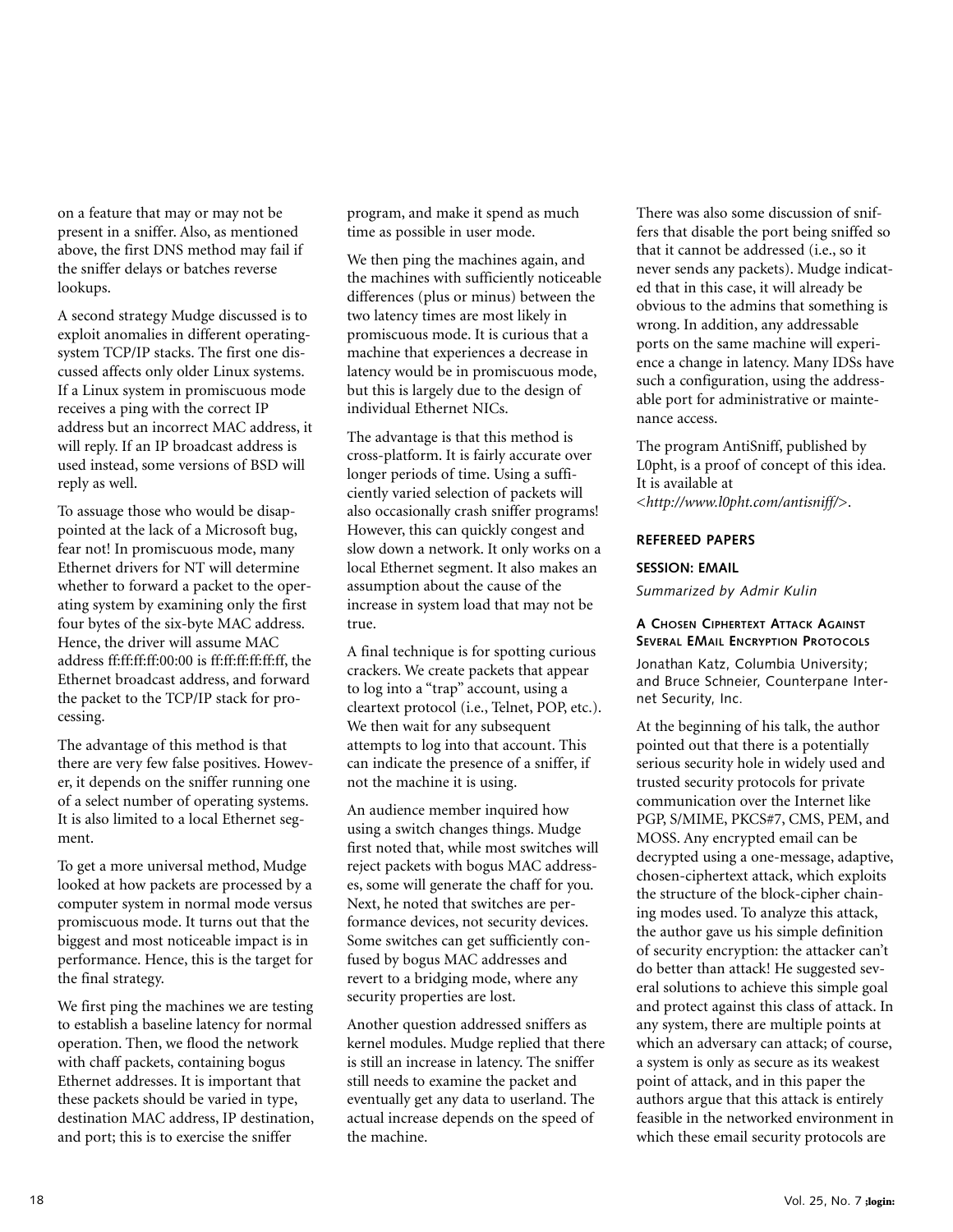on a feature that may or may not be present in a sniffer. Also, as mentioned above, the first DNS method may fail if the sniffer delays or batches reverse lookups.

A second strategy Mudge discussed is to exploit anomalies in different operating-system TCP/IP stacks. The first one discussed affects only older Linux systems. If a Linux system in promiscuous mode receives a ping with the correct IP address but an incorrect MAC address, it will reply. If an IP broadcast address is used instead, some versions of BSD will reply as well.

To assuage those who would be disappointed at the lack of a Microsoft bug, fear not! In promiscuous mode, many Ethernet drivers for NT will determine whether to forward a packet to the operating system by examining only the first four bytes of the six-byte MAC address. Hence, the driver will assume MAC address ff:ff:ff:ff:00:00 is ff:ff:ff:ff:ff:ff, the Ethernet broadcast address, and forward the packet to the TCP/IP stack for processing.

The advantage of this method is that there are very few false positives. However, it depends on the sniffer running one of a select number of operating systems. It is also limited to a local Ethernet segment.

To get a more universal method, Mudge looked at how packets are processed by a computer system in normal mode versus promiscuous mode. It turns out that the biggest and most noticeable impact is in performance. Hence, this is the target for the final strategy.

We first ping the machines we are testing to establish a baseline latency for normal operation. Then, we flood the network with chaff packets, containing bogus Ethernet addresses. It is important that these packets should be varied in type, destination MAC address, IP destination, and port; this is to exercise the sniffer program, and make it spend as much time as possible in user mode.

We then ping the machines again, and the machines with sufficiently noticeable differences (plus or minus) between the two latency times are most likely in promiscuous mode. It is curious that a machine that experiences a decrease in latency would be in promiscuous mode, but this is largely due to the design of individual Ethernet NICs.

The advantage is that this method is cross-platform. It is fairly accurate over longer periods of time. Using a sufficiently varied selection of packets will also occasionally crash sniffer programs! However, this can quickly congest and slow down a network. It only works on a local Ethernet segment. It also makes an assumption about the cause of the increase in system load that may not be true.

A final technique is for spotting curious crackers. We create packets that appear to log into a "trap" account, using a cleartext protocol (i.e., Telnet, POP, etc.). We then wait for any subsequent attempts to log into that account. This can indicate the presence of a sniffer, if not the machine it is using.

An audience member inquired how using a switch changes things. Mudge first noted that, while most switches will reject packets with bogus MAC addresses, some will generate the chaff for you. Next, he noted that switches are performance devices, not security devices. Some switches can get sufficiently confused by bogus MAC addresses and revert to a bridging mode, where any security properties are lost.

Another question addressed sniffers as kernel modules. Mudge replied that there is still an increase in latency. The sniffer still needs to examine the packet and eventually get any data to userland. The actual increase depends on the speed of the machine.

There was also some discussion of sniffers that disable the port being sniffed so that it cannot be addressed (i.e., so it never sends any packets). Mudge indicated that in this case, it will already be obvious to the admins that something is wrong. In addition, any addressable ports on the same machine will experience a change in latency. Many IDSs have such a configuration, using the addressable port for administrative or maintenance access.

The program AntiSniff, published by L0pht, is a proof of concept of this idea. It is available at *<http://www.l0pht.com/antisniff/>*.

## REFEREED PAPERS

### SESSION: EMAIL

*Summarized by Admir Kulin*

#### A CHOSEN CIPHERTEXT ATTACK AGAINST SEVERAL EMAIL ENCRYPTION PROTOCOLS

Jonathan Katz, Columbia University; and Bruce Schneier, Counterpane Internet Security, Inc.

At the beginning of his talk, the author pointed out that there is a potentially serious security hole in widely used and trusted security protocols for private communication over the Internet like PGP, S/MIME, PKCS#7, CMS, PEM, and MOSS. Any encrypted email can be decrypted using a one-message, adaptive, chosen-ciphertext attack, which exploits the structure of the block-cipher chaining modes used. To analyze this attack, the author gave us his simple definition of security encryption: the attacker can't do better than attack! He suggested several solutions to achieve this simple goal and protect against this class of attack. In any system, there are multiple points at which an adversary can attack; of course, a system is only as secure as its weakest point of attack, and in this paper the authors argue that this attack is entirely feasible in the networked environment in which these email security protocols are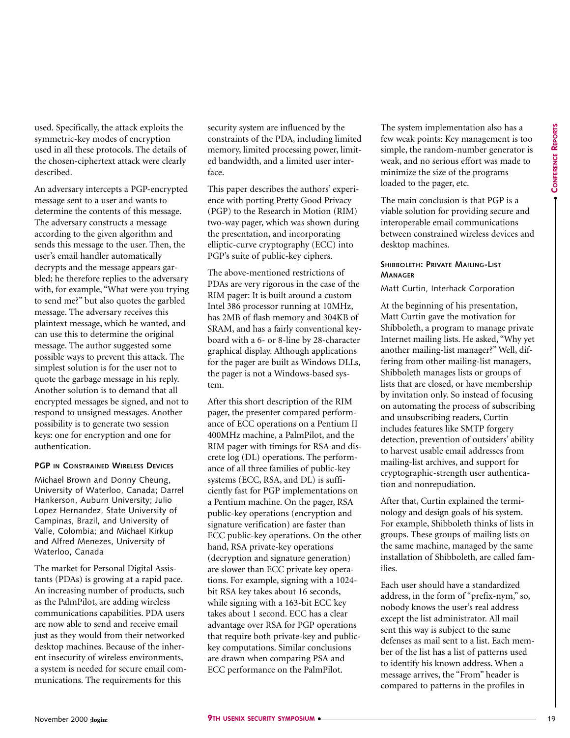used. Specifically, the attack exploits the symmetric-key modes of encryption used in all these protocols. The details of the chosen-ciphertext attack were clearly described.

An adversary intercepts a PGP-encrypted message sent to a user and wants to determine the contents of this message. The adversary constructs a message according to the given algorithm and sends this message to the user. Then, the user's email handler automatically decrypts and the message appears garbled; he therefore replies to the adversary with, for example, "What were you trying to send me?" but also quotes the garbled message. The adversary receives this plaintext message, which he wanted, and can use this to determine the original message. The author suggested some possible ways to prevent this attack. The simplest solution is for the user not to quote the garbage message in his reply. Another solution is to demand that all encrypted messages be signed, and not to respond to unsigned messages. Another possibility is to generate two session keys: one for encryption and one for authentication.

### PGP in Constrained Wireless Devices

Michael Brown and Donny Cheung, University of Waterloo, Canada; Darrel Hankerson, Auburn University; Julio Lopez Hernandez, State University of Campinas, Brazil, and University of Valle, Colombia; and Michael Kirkup and Alfred Menezes, University of Waterloo, Canada

The market for Personal Digital Assistants (PDAs) is growing at a rapid pace. An increasing number of products, such as the PalmPilot, are adding wireless communications capabilities. PDA users are now able to send and receive email just as they would from their networked desktop machines. Because of the inherent insecurity of wireless environments, a system is needed for secure email communications. The requirements for this security system are influenced by the constraints of the PDA, including limited memory, limited processing power, limited bandwidth, and a limited user interface.

This paper describes the authors' experience with porting Pretty Good Privacy (PGP) to the Research in Motion (RIM) two-way pager, which was shown during the presentation, and incorporating elliptic-curve cryptography (ECC) into PGP's suite of public-key ciphers.

The above-mentioned restrictions of PDAs are very rigorous in the case of the RIM pager: It is built around a custom Intel 386 processor running at 10MHz, has 2MB of flash memory and 304KB of SRAM, and has a fairly conventional keyboard with a 6- or 8-line by 28-character graphical display. Although applications for the pager are built as Windows DLLs, the pager is not a Windows-based system.

After this short description of the RIM pager, the presenter compared performance of ECC operations on a Pentium II 400MHz machine, a PalmPilot, and the RIM pager with timings for RSA and discrete log (DL) operations. The performance of all three families of public-key systems (ECC, RSA, and DL) is sufficiently fast for PGP implementations on a Pentium machine. On the pager, RSA public-key operations (encryption and signature verification) are faster than ECC public-key operations. On the other hand, RSA private-key operations (decryption and signature generation) are slower than ECC private key operations. For example, signing with a 1024-bit RSA key takes about 16 seconds, while signing with a 163-bit ECC key takes about 1 second. ECC has a clear advantage over RSA for PGP operations that require both private-key and public-key computations. Similar conclusions are drawn when comparing PSA and ECC performance on the PalmPilot.

The system implementation also has a few weak points: Key management is too simple, the random-number generator is weak, and no serious effort was made to minimize the size of the programs loaded to the pager, etc.

The main conclusion is that PGP is a viable solution for providing secure and interoperable email communications between constrained wireless devices and desktop machines.

### Shibboleth: Private Mailing-List Manager

Matt Curtin, Interhack Corporation

At the beginning of his presentation, Matt Curtin gave the motivation for Shibboleth, a program to manage private Internet mailing lists. He asked, "Why yet another mailing-list manager?" Well, differing from other mailing-list managers, Shibboleth manages lists or groups of lists that are closed, or have membership by invitation only. So instead of focusing on automating the process of subscribing and unsubscribing readers, Curtin includes features like SMTP forgery detection, prevention of outsiders' ability to harvest usable email addresses from mailing-list archives, and support for cryptographic-strength user authentication and nonrepudiation.

After that, Curtin explained the terminology and design goals of his system. For example, Shibboleth thinks of lists in groups. These groups of mailing lists on the same machine, managed by the same installation of Shibboleth, are called families.

Each user should have a standardized address, in the form of "prefix-nym," so, nobody knows the user's real address except the list administrator. All mail sent this way is subject to the same defenses as mail sent to a list. Each member of the list has a list of patterns used to identify his known address. When a message arrives, the "From" header is compared to patterns in the profiles in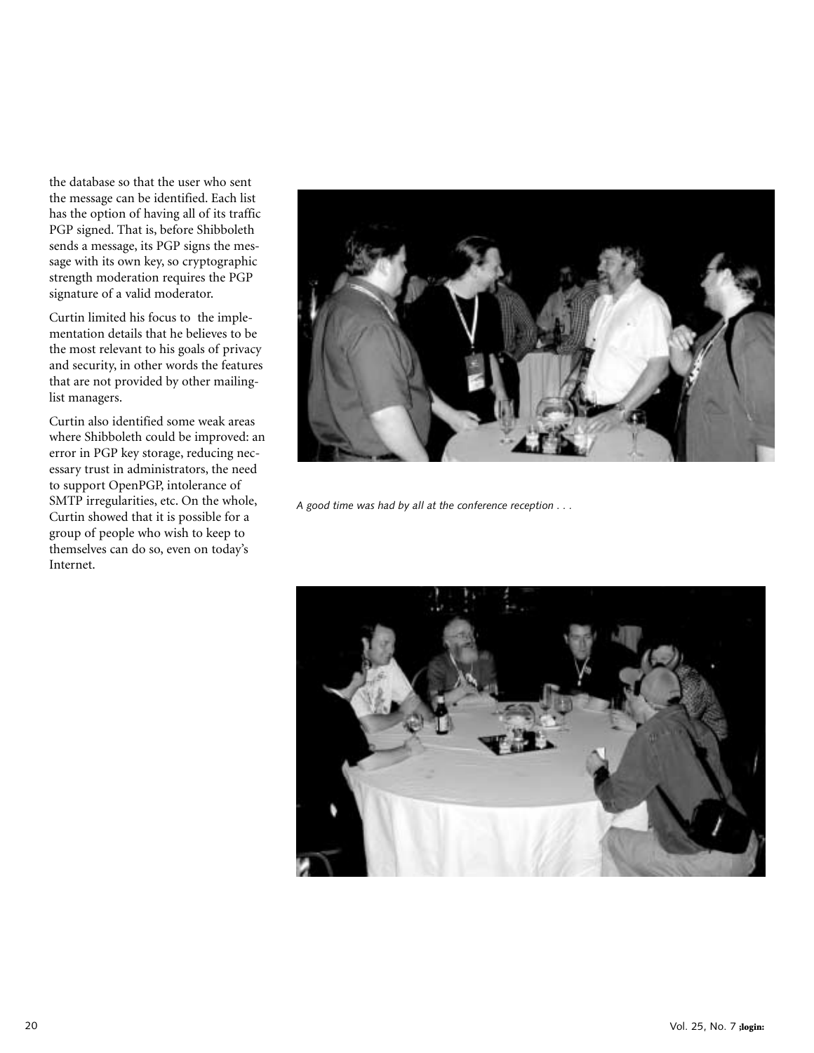the database so that the user who sent the message can be identified. Each list has the option of having all of its traffic PGP signed. That is, before Shibboleth sends a message, its PGP signs the message with its own key, so cryptographic strength moderation requires the PGP signature of a valid moderator.

Curtin limited his focus to the implementation details that he believes to be the most relevant to his goals of privacy and security, in other words the features that are not provided by other mailing-list managers.

Curtin also identified some weak areas where Shibboleth could be improved: an error in PGP key storage, reducing necessary trust in administrators, the need to support OpenPGP, intolerance of SMTP irregularities, etc. On the whole, Curtin showed that it is possible for a group of people who wish to keep to themselves can do so, even on today's Internet.

*A good time was had by all at the conference reception . . .*